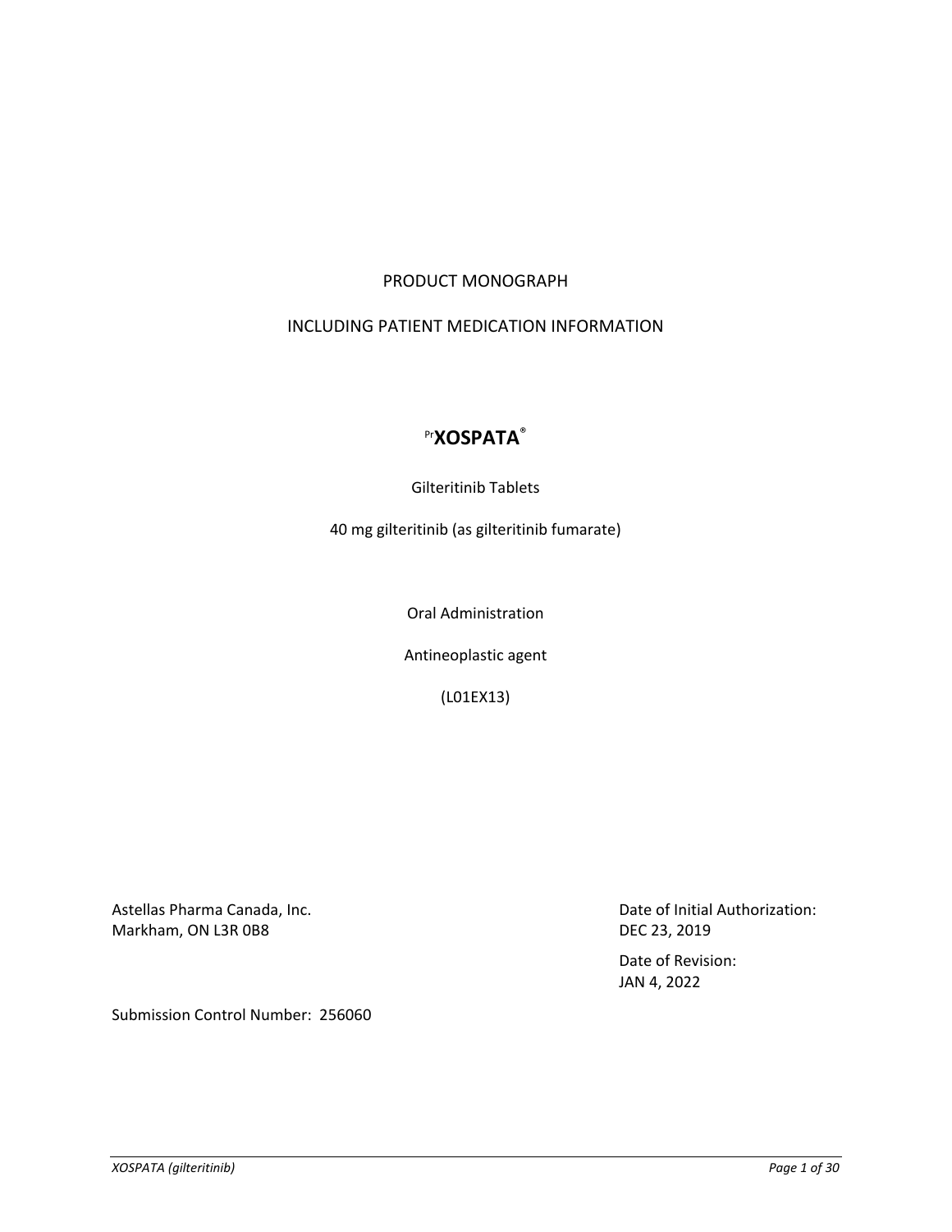PRODUCT MONOGRAPH

INCLUDING PATIENT MEDICATION INFORMATION

# PrXOSPATA®

Gilteritinib Tablets

40 mg gilteritinib (as gilteritinib fumarate)

Oral Administration

Antineoplastic agent

(L01EX13)

Astellas Pharma Canada, Inc.
Markham, ON L3R 0B8

Date of Initial Authorization:
DEC 23, 2019

Date of Revision:
JAN 4, 2022

Submission Control Number: 256060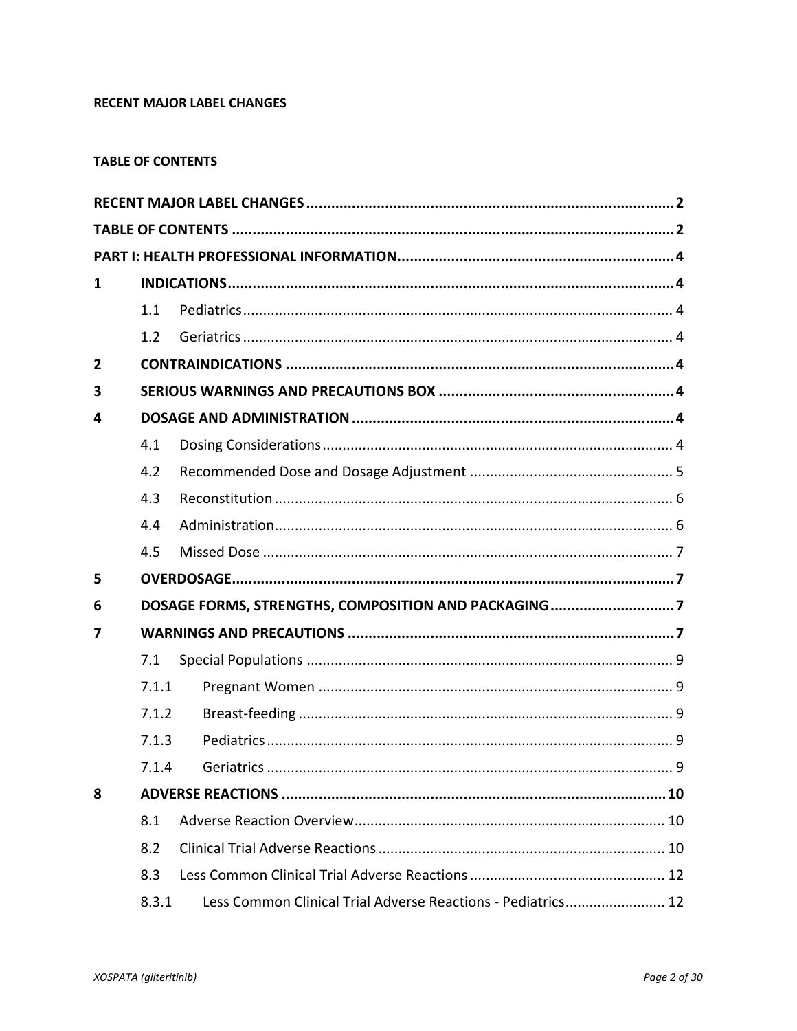**RECENT MAJOR LABEL CHANGES**

**TABLE OF CONTENTS**

| | | |
|---|---|---|
| **RECENT MAJOR LABEL CHANGES** | | **2** |
| **TABLE OF CONTENTS** | | **2** |
| **PART I: HEALTH PROFESSIONAL INFORMATION** | | **4** |
| **1** | **INDICATIONS** | **4** |
| 1.1 | Pediatrics | 4 |
| 1.2 | Geriatrics | 4 |
| **2** | **CONTRAINDICATIONS** | **4** |
| **3** | **SERIOUS WARNINGS AND PRECAUTIONS BOX** | **4** |
| **4** | **DOSAGE AND ADMINISTRATION** | **4** |
| 4.1 | Dosing Considerations | 4 |
| 4.2 | Recommended Dose and Dosage Adjustment | 5 |
| 4.3 | Reconstitution | 6 |
| 4.4 | Administration | 6 |
| 4.5 | Missed Dose | 7 |
| **5** | **OVERDOSAGE** | **7** |
| **6** | **DOSAGE FORMS, STRENGTHS, COMPOSITION AND PACKAGING** | **7** |
| **7** | **WARNINGS AND PRECAUTIONS** | **7** |
| 7.1 | Special Populations | 9 |
| 7.1.1 | Pregnant Women | 9 |
| 7.1.2 | Breast-feeding | 9 |
| 7.1.3 | Pediatrics | 9 |
| 7.1.4 | Geriatrics | 9 |
| **8** | **ADVERSE REACTIONS** | **10** |
| 8.1 | Adverse Reaction Overview | 10 |
| 8.2 | Clinical Trial Adverse Reactions | 10 |
| 8.3 | Less Common Clinical Trial Adverse Reactions | 12 |
| 8.3.1 | Less Common Clinical Trial Adverse Reactions - Pediatrics | 12 |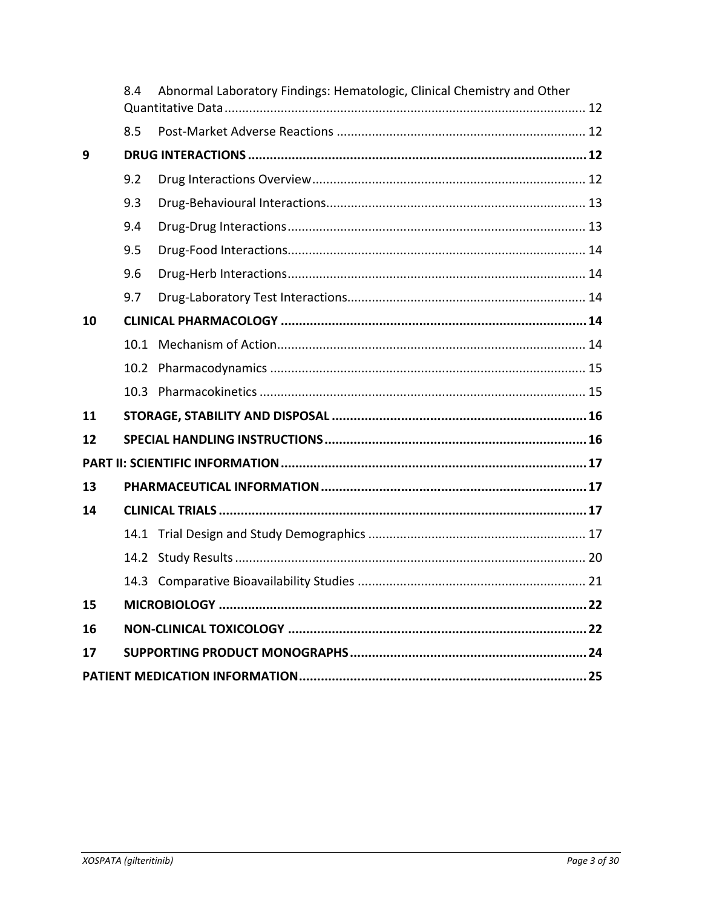8.4 Abnormal Laboratory Findings: Hematologic, Clinical Chemistry and Other Quantitative Data ........ 12

8.5 Post-Market Adverse Reactions ........ 12

**9 DRUG INTERACTIONS ........ 12**

9.2 Drug Interactions Overview ........ 12

9.3 Drug-Behavioural Interactions ........ 13

9.4 Drug-Drug Interactions ........ 13

9.5 Drug-Food Interactions ........ 14

9.6 Drug-Herb Interactions ........ 14

9.7 Drug-Laboratory Test Interactions ........ 14

**10 CLINICAL PHARMACOLOGY ........ 14**

10.1 Mechanism of Action ........ 14

10.2 Pharmacodynamics ........ 15

10.3 Pharmacokinetics ........ 15

**11 STORAGE, STABILITY AND DISPOSAL ........ 16**

**12 SPECIAL HANDLING INSTRUCTIONS ........ 16**

**PART II: SCIENTIFIC INFORMATION ........ 17**

**13 PHARMACEUTICAL INFORMATION ........ 17**

**14 CLINICAL TRIALS ........ 17**

14.1 Trial Design and Study Demographics ........ 17

14.2 Study Results ........ 20

14.3 Comparative Bioavailability Studies ........ 21

**15 MICROBIOLOGY ........ 22**

**16 NON-CLINICAL TOXICOLOGY ........ 22**

**17 SUPPORTING PRODUCT MONOGRAPHS ........ 24**

**PATIENT MEDICATION INFORMATION ........ 25**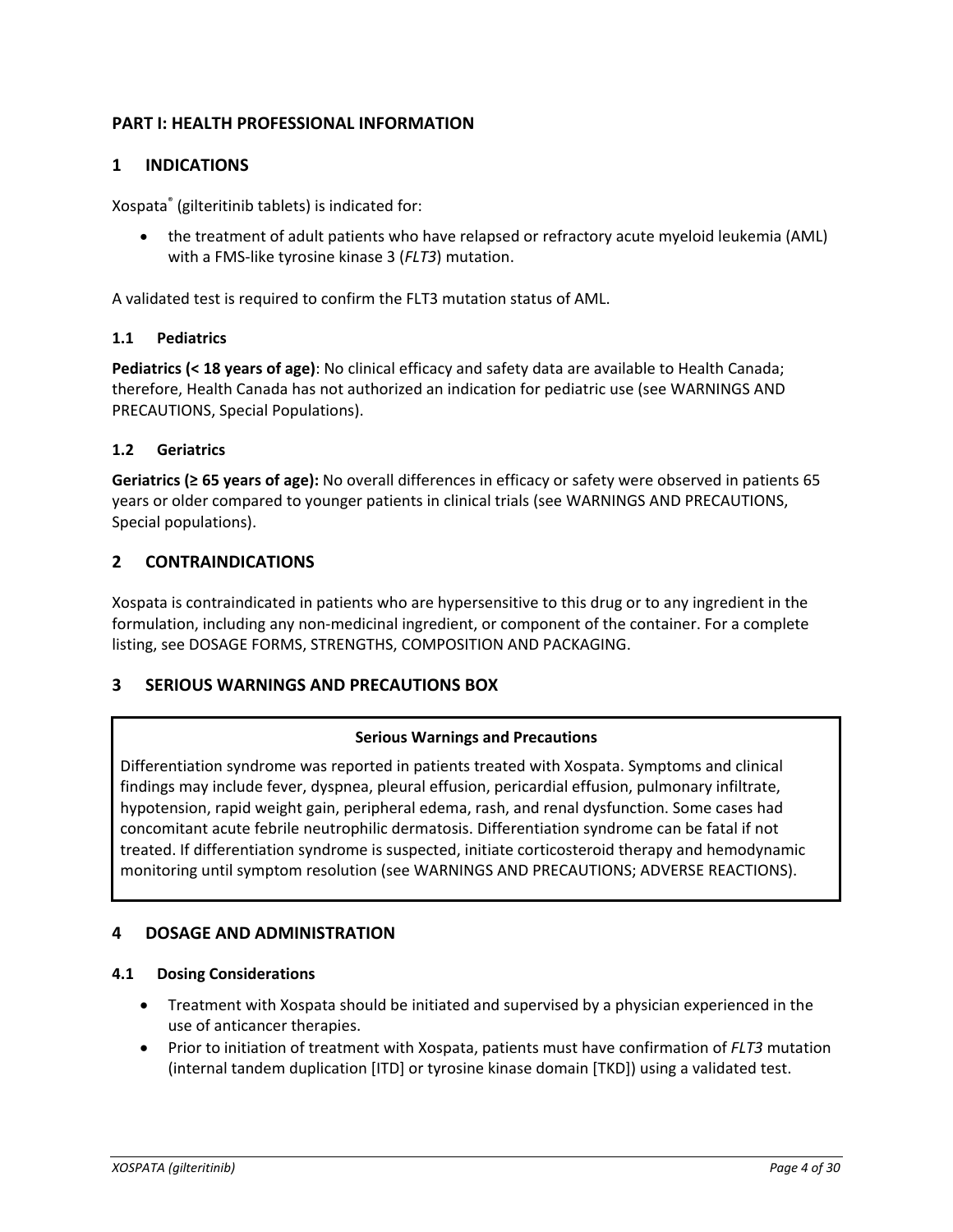## PART I: HEALTH PROFESSIONAL INFORMATION

## 1 INDICATIONS

Xospata® (gilteritinib tablets) is indicated for:

- the treatment of adult patients who have relapsed or refractory acute myeloid leukemia (AML) with a FMS-like tyrosine kinase 3 (*FLT3*) mutation.

A validated test is required to confirm the FLT3 mutation status of AML.

### 1.1 Pediatrics

**Pediatrics (< 18 years of age)**: No clinical efficacy and safety data are available to Health Canada; therefore, Health Canada has not authorized an indication for pediatric use (see WARNINGS AND PRECAUTIONS, Special Populations).

### 1.2 Geriatrics

**Geriatrics (≥ 65 years of age):** No overall differences in efficacy or safety were observed in patients 65 years or older compared to younger patients in clinical trials (see WARNINGS AND PRECAUTIONS, Special populations).

## 2 CONTRAINDICATIONS

Xospata is contraindicated in patients who are hypersensitive to this drug or to any ingredient in the formulation, including any non-medicinal ingredient, or component of the container. For a complete listing, see DOSAGE FORMS, STRENGTHS, COMPOSITION AND PACKAGING.

## 3 SERIOUS WARNINGS AND PRECAUTIONS BOX

**Serious Warnings and Precautions**

Differentiation syndrome was reported in patients treated with Xospata. Symptoms and clinical findings may include fever, dyspnea, pleural effusion, pericardial effusion, pulmonary infiltrate, hypotension, rapid weight gain, peripheral edema, rash, and renal dysfunction. Some cases had concomitant acute febrile neutrophilic dermatosis. Differentiation syndrome can be fatal if not treated. If differentiation syndrome is suspected, initiate corticosteroid therapy and hemodynamic monitoring until symptom resolution (see WARNINGS AND PRECAUTIONS; ADVERSE REACTIONS).

## 4 DOSAGE AND ADMINISTRATION

### 4.1 Dosing Considerations

- Treatment with Xospata should be initiated and supervised by a physician experienced in the use of anticancer therapies.
- Prior to initiation of treatment with Xospata, patients must have confirmation of *FLT3* mutation (internal tandem duplication [ITD] or tyrosine kinase domain [TKD]) using a validated test.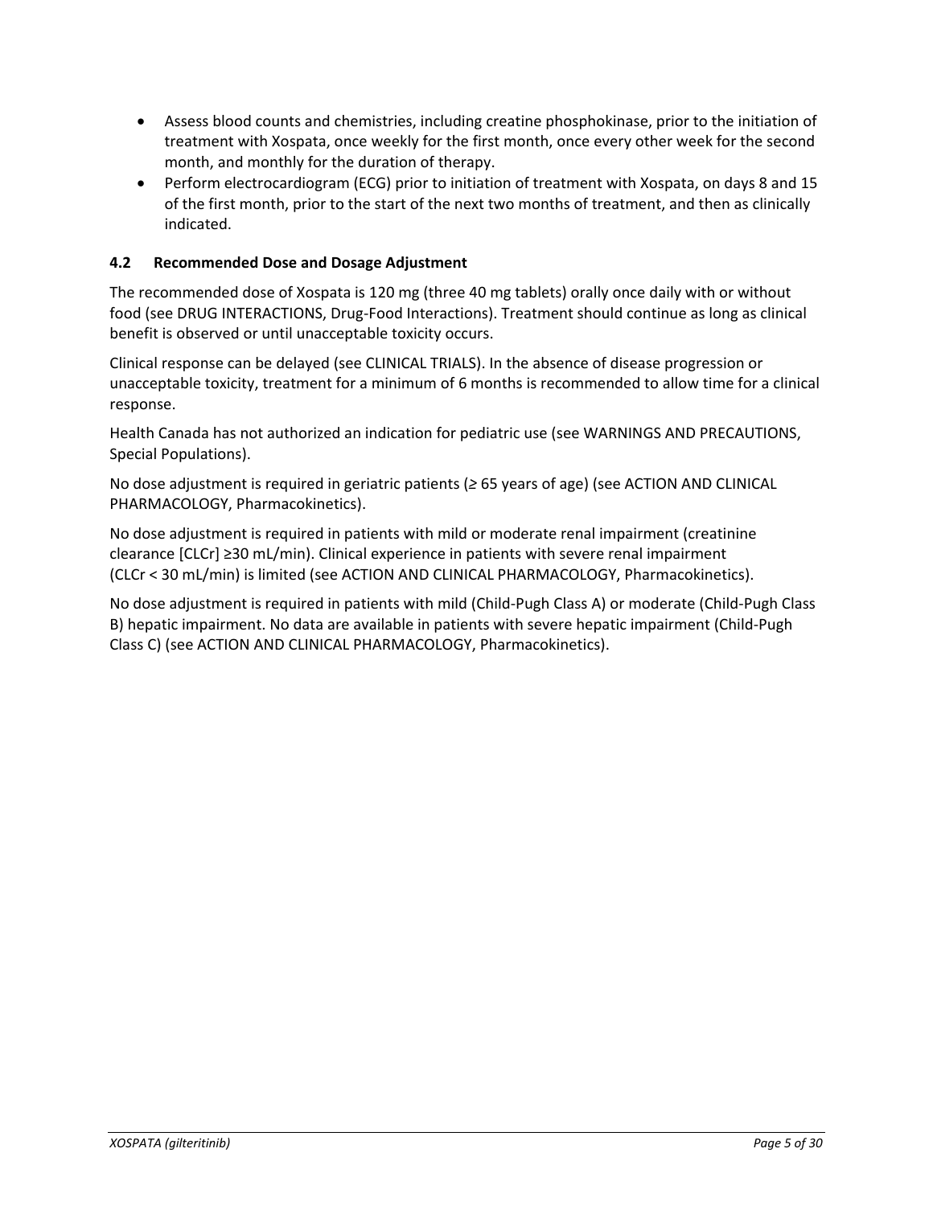- Assess blood counts and chemistries, including creatine phosphokinase, prior to the initiation of treatment with Xospata, once weekly for the first month, once every other week for the second month, and monthly for the duration of therapy.
- Perform electrocardiogram (ECG) prior to initiation of treatment with Xospata, on days 8 and 15 of the first month, prior to the start of the next two months of treatment, and then as clinically indicated.

### 4.2 Recommended Dose and Dosage Adjustment

The recommended dose of Xospata is 120 mg (three 40 mg tablets) orally once daily with or without food (see DRUG INTERACTIONS, Drug-Food Interactions). Treatment should continue as long as clinical benefit is observed or until unacceptable toxicity occurs.

Clinical response can be delayed (see CLINICAL TRIALS). In the absence of disease progression or unacceptable toxicity, treatment for a minimum of 6 months is recommended to allow time for a clinical response.

Health Canada has not authorized an indication for pediatric use (see WARNINGS AND PRECAUTIONS, Special Populations).

No dose adjustment is required in geriatric patients (≥ 65 years of age) (see ACTION AND CLINICAL PHARMACOLOGY, Pharmacokinetics).

No dose adjustment is required in patients with mild or moderate renal impairment (creatinine clearance [CLCr] ≥30 mL/min). Clinical experience in patients with severe renal impairment (CLCr < 30 mL/min) is limited (see ACTION AND CLINICAL PHARMACOLOGY, Pharmacokinetics).

No dose adjustment is required in patients with mild (Child-Pugh Class A) or moderate (Child-Pugh Class B) hepatic impairment. No data are available in patients with severe hepatic impairment (Child-Pugh Class C) (see ACTION AND CLINICAL PHARMACOLOGY, Pharmacokinetics).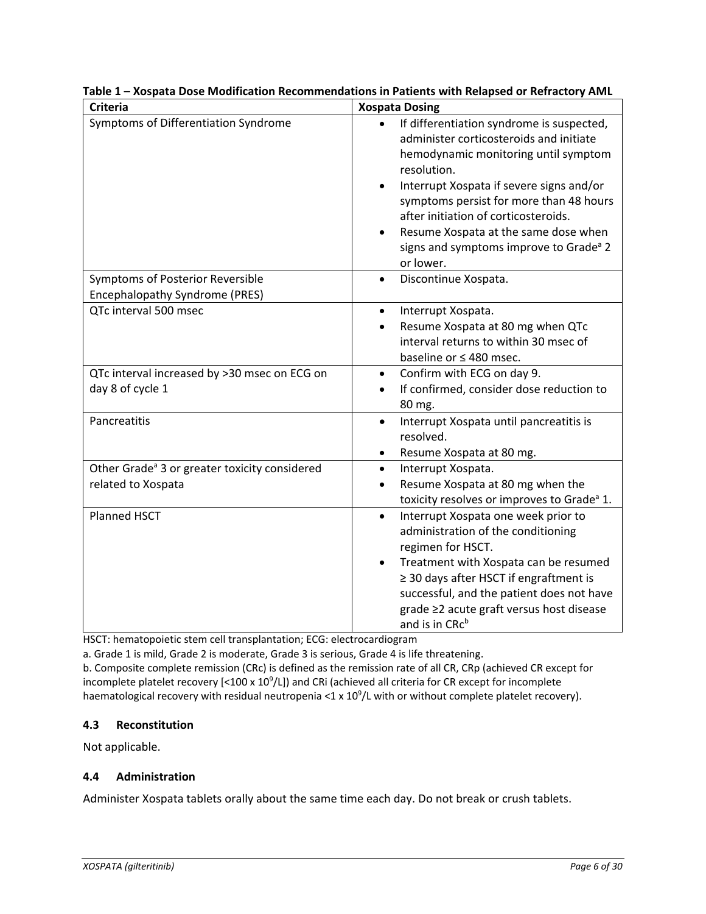**Table 1 – Xospata Dose Modification Recommendations in Patients with Relapsed or Refractory AML**

| Criteria | Xospata Dosing |
|---|---|
| Symptoms of Differentiation Syndrome | • If differentiation syndrome is suspected, administer corticosteroids and initiate hemodynamic monitoring until symptom resolution.<br>• Interrupt Xospata if severe signs and/or symptoms persist for more than 48 hours after initiation of corticosteroids.<br>• Resume Xospata at the same dose when signs and symptoms improve to Grade[a] 2 or lower. |
| Symptoms of Posterior Reversible Encephalopathy Syndrome (PRES) | • Discontinue Xospata. |
| QTc interval 500 msec | • Interrupt Xospata.<br>• Resume Xospata at 80 mg when QTc interval returns to within 30 msec of baseline or ≤ 480 msec. |
| QTc interval increased by >30 msec on ECG on day 8 of cycle 1 | • Confirm with ECG on day 9.<br>• If confirmed, consider dose reduction to 80 mg. |
| Pancreatitis | • Interrupt Xospata until pancreatitis is resolved.<br>• Resume Xospata at 80 mg. |
| Other Grade[a] 3 or greater toxicity considered related to Xospata | • Interrupt Xospata.<br>• Resume Xospata at 80 mg when the toxicity resolves or improves to Grade[a] 1. |
| Planned HSCT | • Interrupt Xospata one week prior to administration of the conditioning regimen for HSCT.<br>• Treatment with Xospata can be resumed ≥ 30 days after HSCT if engraftment is successful, and the patient does not have grade ≥2 acute graft versus host disease and is in CRc[b] |

HSCT: hematopoietic stem cell transplantation; ECG: electrocardiogram

a. Grade 1 is mild, Grade 2 is moderate, Grade 3 is serious, Grade 4 is life threatening.

b. Composite complete remission (CRc) is defined as the remission rate of all CR, CRp (achieved CR except for incomplete platelet recovery [$<100 \times 10^9$/L]) and CRi (achieved all criteria for CR except for incomplete haematological recovery with residual neutropenia $<1 \times 10^9$/L with or without complete platelet recovery).

### 4.3 Reconstitution

Not applicable.

### 4.4 Administration

Administer Xospata tablets orally about the same time each day. Do not break or crush tablets.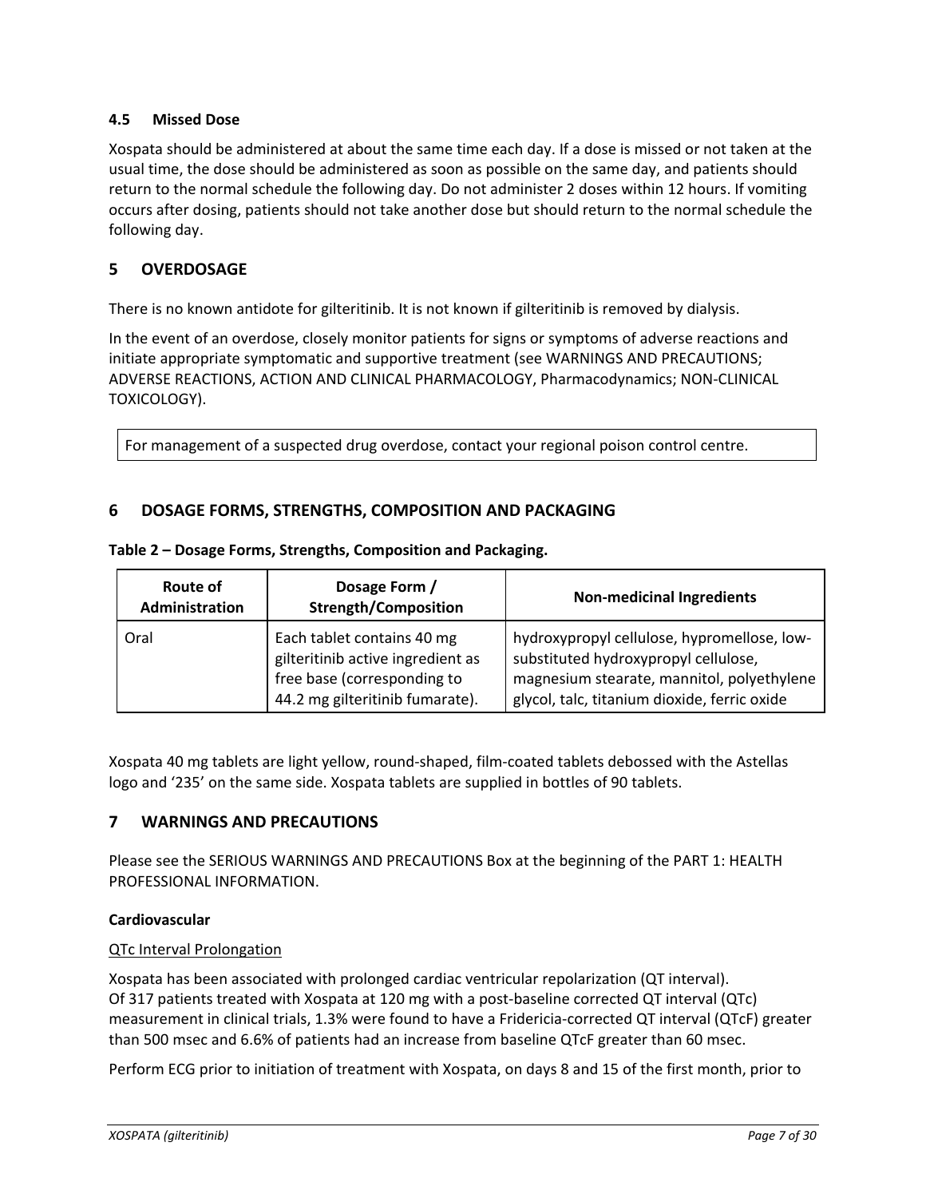### 4.5 Missed Dose

Xospata should be administered at about the same time each day. If a dose is missed or not taken at the usual time, the dose should be administered as soon as possible on the same day, and patients should return to the normal schedule the following day. Do not administer 2 doses within 12 hours. If vomiting occurs after dosing, patients should not take another dose but should return to the normal schedule the following day.

## 5 OVERDOSAGE

There is no known antidote for gilteritinib. It is not known if gilteritinib is removed by dialysis.

In the event of an overdose, closely monitor patients for signs or symptoms of adverse reactions and initiate appropriate symptomatic and supportive treatment (see WARNINGS AND PRECAUTIONS; ADVERSE REACTIONS, ACTION AND CLINICAL PHARMACOLOGY, Pharmacodynamics; NON-CLINICAL TOXICOLOGY).

For management of a suspected drug overdose, contact your regional poison control centre.

## 6 DOSAGE FORMS, STRENGTHS, COMPOSITION AND PACKAGING

**Table 2 – Dosage Forms, Strengths, Composition and Packaging.**

| Route of Administration | Dosage Form / Strength/Composition | Non-medicinal Ingredients |
|---|---|---|
| Oral | Each tablet contains 40 mg gilteritinib active ingredient as free base (corresponding to 44.2 mg gilteritinib fumarate). | hydroxypropyl cellulose, hypromellose, low-substituted hydroxypropyl cellulose, magnesium stearate, mannitol, polyethylene glycol, talc, titanium dioxide, ferric oxide |

Xospata 40 mg tablets are light yellow, round-shaped, film-coated tablets debossed with the Astellas logo and '235' on the same side. Xospata tablets are supplied in bottles of 90 tablets.

## 7 WARNINGS AND PRECAUTIONS

Please see the SERIOUS WARNINGS AND PRECAUTIONS Box at the beginning of the PART 1: HEALTH PROFESSIONAL INFORMATION.

**Cardiovascular**

QTc Interval Prolongation

Xospata has been associated with prolonged cardiac ventricular repolarization (QT interval). Of 317 patients treated with Xospata at 120 mg with a post-baseline corrected QT interval (QTc) measurement in clinical trials, 1.3% were found to have a Fridericia-corrected QT interval (QTcF) greater than 500 msec and 6.6% of patients had an increase from baseline QTcF greater than 60 msec.

Perform ECG prior to initiation of treatment with Xospata, on days 8 and 15 of the first month, prior to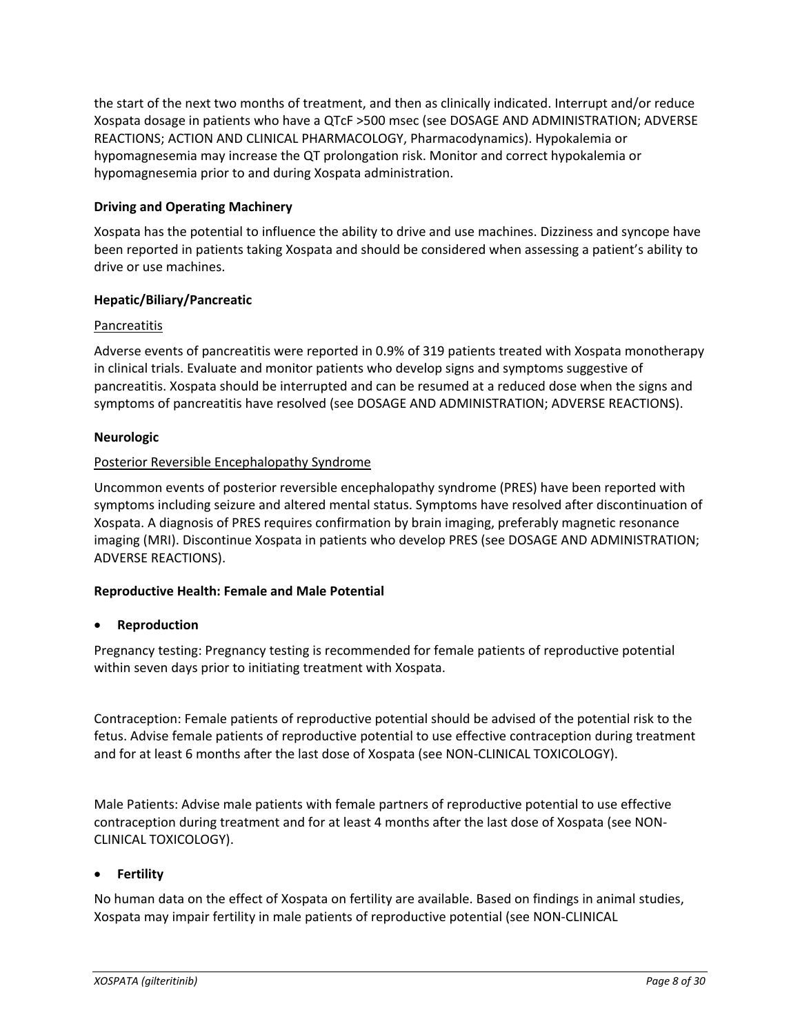the start of the next two months of treatment, and then as clinically indicated. Interrupt and/or reduce Xospata dosage in patients who have a QTcF >500 msec (see DOSAGE AND ADMINISTRATION; ADVERSE REACTIONS; ACTION AND CLINICAL PHARMACOLOGY, Pharmacodynamics). Hypokalemia or hypomagnesemia may increase the QT prolongation risk. Monitor and correct hypokalemia or hypomagnesemia prior to and during Xospata administration.

**Driving and Operating Machinery**

Xospata has the potential to influence the ability to drive and use machines. Dizziness and syncope have been reported in patients taking Xospata and should be considered when assessing a patient's ability to drive or use machines.

**Hepatic/Biliary/Pancreatic**

Pancreatitis

Adverse events of pancreatitis were reported in 0.9% of 319 patients treated with Xospata monotherapy in clinical trials. Evaluate and monitor patients who develop signs and symptoms suggestive of pancreatitis. Xospata should be interrupted and can be resumed at a reduced dose when the signs and symptoms of pancreatitis have resolved (see DOSAGE AND ADMINISTRATION; ADVERSE REACTIONS).

**Neurologic**

Posterior Reversible Encephalopathy Syndrome

Uncommon events of posterior reversible encephalopathy syndrome (PRES) have been reported with symptoms including seizure and altered mental status. Symptoms have resolved after discontinuation of Xospata. A diagnosis of PRES requires confirmation by brain imaging, preferably magnetic resonance imaging (MRI). Discontinue Xospata in patients who develop PRES (see DOSAGE AND ADMINISTRATION; ADVERSE REACTIONS).

**Reproductive Health: Female and Male Potential**

- **Reproduction**

Pregnancy testing: Pregnancy testing is recommended for female patients of reproductive potential within seven days prior to initiating treatment with Xospata.

Contraception: Female patients of reproductive potential should be advised of the potential risk to the fetus. Advise female patients of reproductive potential to use effective contraception during treatment and for at least 6 months after the last dose of Xospata (see NON-CLINICAL TOXICOLOGY).

Male Patients: Advise male patients with female partners of reproductive potential to use effective contraception during treatment and for at least 4 months after the last dose of Xospata (see NON-CLINICAL TOXICOLOGY).

- **Fertility**

No human data on the effect of Xospata on fertility are available. Based on findings in animal studies, Xospata may impair fertility in male patients of reproductive potential (see NON-CLINICAL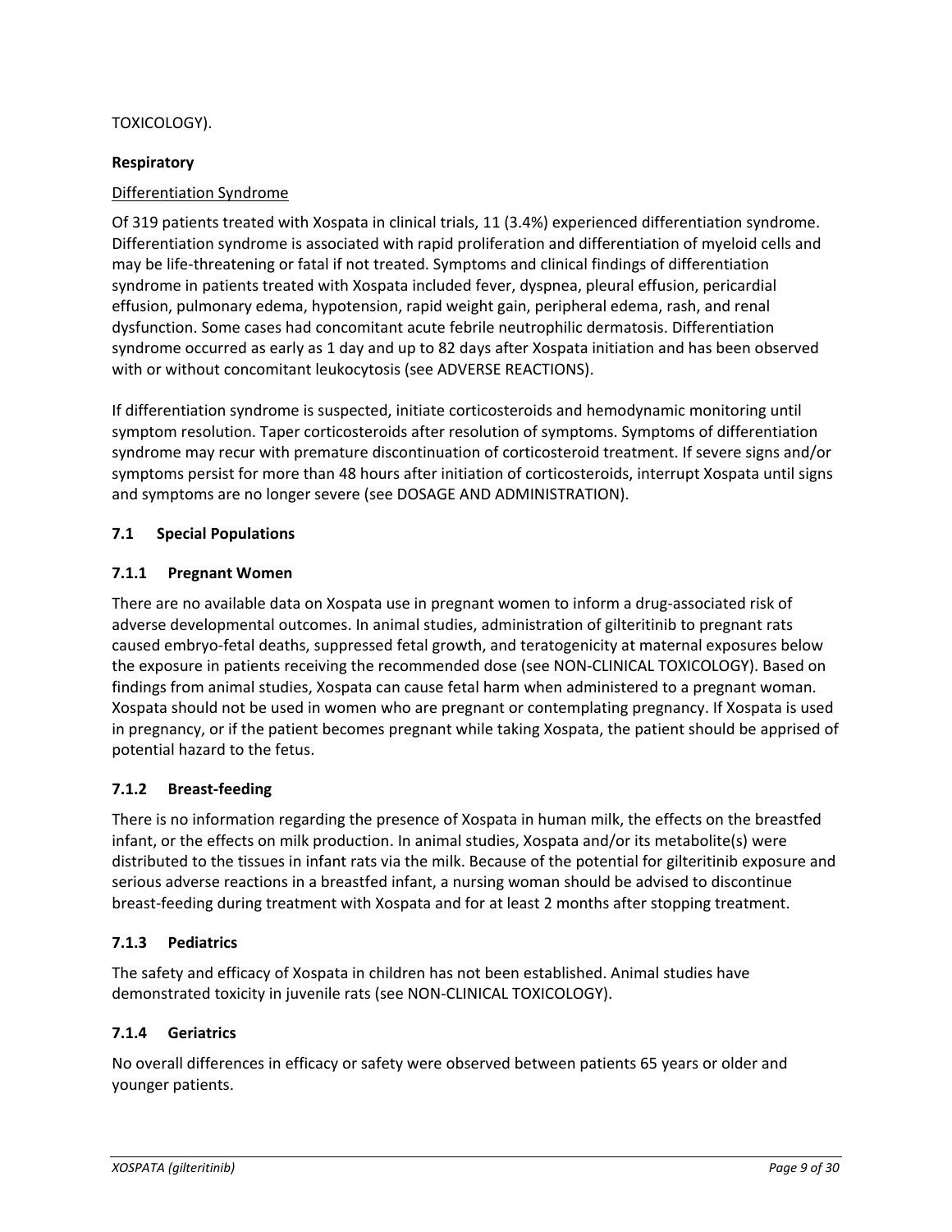TOXICOLOGY).

**Respiratory**

Differentiation Syndrome

Of 319 patients treated with Xospata in clinical trials, 11 (3.4%) experienced differentiation syndrome. Differentiation syndrome is associated with rapid proliferation and differentiation of myeloid cells and may be life-threatening or fatal if not treated. Symptoms and clinical findings of differentiation syndrome in patients treated with Xospata included fever, dyspnea, pleural effusion, pericardial effusion, pulmonary edema, hypotension, rapid weight gain, peripheral edema, rash, and renal dysfunction. Some cases had concomitant acute febrile neutrophilic dermatosis. Differentiation syndrome occurred as early as 1 day and up to 82 days after Xospata initiation and has been observed with or without concomitant leukocytosis (see ADVERSE REACTIONS).

If differentiation syndrome is suspected, initiate corticosteroids and hemodynamic monitoring until symptom resolution. Taper corticosteroids after resolution of symptoms. Symptoms of differentiation syndrome may recur with premature discontinuation of corticosteroid treatment. If severe signs and/or symptoms persist for more than 48 hours after initiation of corticosteroids, interrupt Xospata until signs and symptoms are no longer severe (see DOSAGE AND ADMINISTRATION).

## 7.1 Special Populations

### 7.1.1 Pregnant Women

There are no available data on Xospata use in pregnant women to inform a drug-associated risk of adverse developmental outcomes. In animal studies, administration of gilteritinib to pregnant rats caused embryo-fetal deaths, suppressed fetal growth, and teratogenicity at maternal exposures below the exposure in patients receiving the recommended dose (see NON-CLINICAL TOXICOLOGY). Based on findings from animal studies, Xospata can cause fetal harm when administered to a pregnant woman. Xospata should not be used in women who are pregnant or contemplating pregnancy. If Xospata is used in pregnancy, or if the patient becomes pregnant while taking Xospata, the patient should be apprised of potential hazard to the fetus.

### 7.1.2 Breast-feeding

There is no information regarding the presence of Xospata in human milk, the effects on the breastfed infant, or the effects on milk production. In animal studies, Xospata and/or its metabolite(s) were distributed to the tissues in infant rats via the milk. Because of the potential for gilteritinib exposure and serious adverse reactions in a breastfed infant, a nursing woman should be advised to discontinue breast-feeding during treatment with Xospata and for at least 2 months after stopping treatment.

### 7.1.3 Pediatrics

The safety and efficacy of Xospata in children has not been established. Animal studies have demonstrated toxicity in juvenile rats (see NON-CLINICAL TOXICOLOGY).

### 7.1.4 Geriatrics

No overall differences in efficacy or safety were observed between patients 65 years or older and younger patients.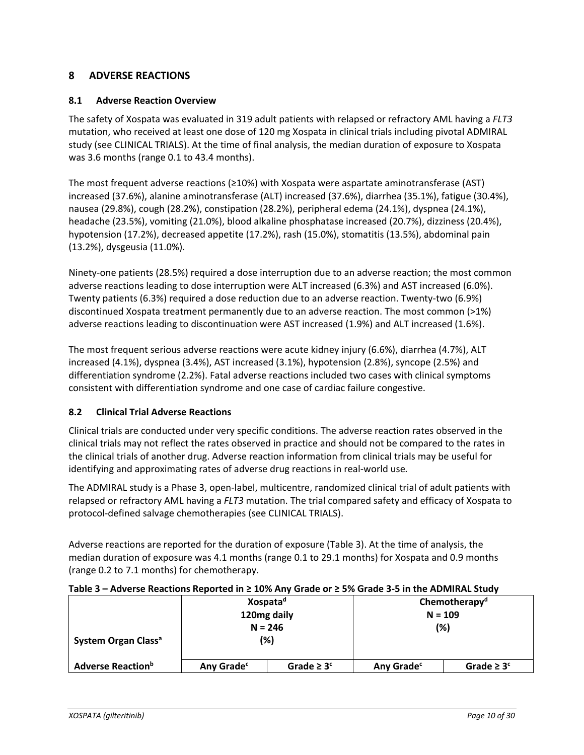## 8 ADVERSE REACTIONS

### 8.1 Adverse Reaction Overview

The safety of Xospata was evaluated in 319 adult patients with relapsed or refractory AML having a *FLT3* mutation, who received at least one dose of 120 mg Xospata in clinical trials including pivotal ADMIRAL study (see CLINICAL TRIALS). At the time of final analysis, the median duration of exposure to Xospata was 3.6 months (range 0.1 to 43.4 months).

The most frequent adverse reactions (≥10%) with Xospata were aspartate aminotransferase (AST) increased (37.6%), alanine aminotransferase (ALT) increased (37.6%), diarrhea (35.1%), fatigue (30.4%), nausea (29.8%), cough (28.2%), constipation (28.2%), peripheral edema (24.1%), dyspnea (24.1%), headache (23.5%), vomiting (21.0%), blood alkaline phosphatase increased (20.7%), dizziness (20.4%), hypotension (17.2%), decreased appetite (17.2%), rash (15.0%), stomatitis (13.5%), abdominal pain (13.2%), dysgeusia (11.0%).

Ninety-one patients (28.5%) required a dose interruption due to an adverse reaction; the most common adverse reactions leading to dose interruption were ALT increased (6.3%) and AST increased (6.0%). Twenty patients (6.3%) required a dose reduction due to an adverse reaction. Twenty-two (6.9%) discontinued Xospata treatment permanently due to an adverse reaction. The most common (>1%) adverse reactions leading to discontinuation were AST increased (1.9%) and ALT increased (1.6%).

The most frequent serious adverse reactions were acute kidney injury (6.6%), diarrhea (4.7%), ALT increased (4.1%), dyspnea (3.4%), AST increased (3.1%), hypotension (2.8%), syncope (2.5%) and differentiation syndrome (2.2%). Fatal adverse reactions included two cases with clinical symptoms consistent with differentiation syndrome and one case of cardiac failure congestive.

### 8.2 Clinical Trial Adverse Reactions

Clinical trials are conducted under very specific conditions. The adverse reaction rates observed in the clinical trials may not reflect the rates observed in practice and should not be compared to the rates in the clinical trials of another drug. Adverse reaction information from clinical trials may be useful for identifying and approximating rates of adverse drug reactions in real-world use.

The ADMIRAL study is a Phase 3, open-label, multicentre, randomized clinical trial of adult patients with relapsed or refractory AML having a *FLT3* mutation. The trial compared safety and efficacy of Xospata to protocol-defined salvage chemotherapies (see CLINICAL TRIALS).

Adverse reactions are reported for the duration of exposure (Table 3). At the time of analysis, the median duration of exposure was 4.1 months (range 0.1 to 29.1 months) for Xospata and 0.9 months (range 0.2 to 7.1 months) for chemotherapy.

**Table 3 – Adverse Reactions Reported in ≥ 10% Any Grade or ≥ 5% Grade 3-5 in the ADMIRAL Study**

| System Organ Class[a] | Xospata[d] 120mg daily N = 246 (%) | | Chemotherapy[d] N = 109 (%) | |
|---|---|---|---|---|
| **Adverse Reaction[b]** | **Any Grade[c]** | **Grade ≥ 3[c]** | **Any Grade[c]** | **Grade ≥ 3[c]** |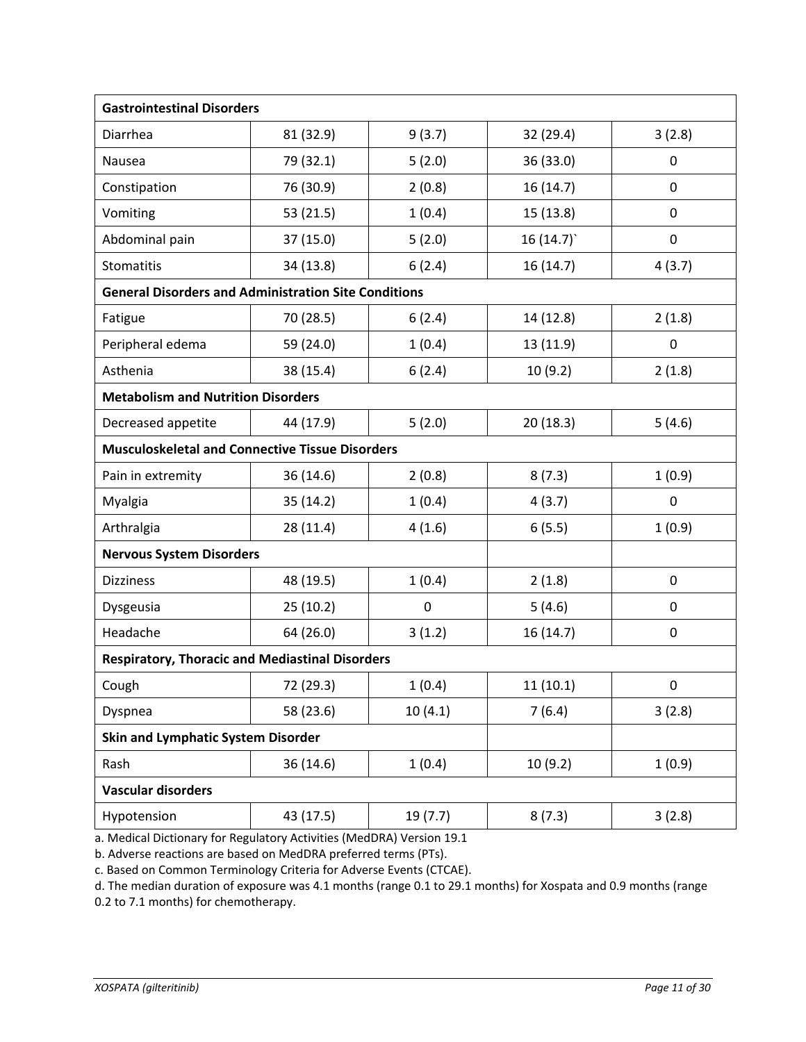| | | | | |
|---|---|---|---|---|
| **Gastrointestinal Disorders** | | | | |
| Diarrhea | 81 (32.9) | 9 (3.7) | 32 (29.4) | 3 (2.8) |
| Nausea | 79 (32.1) | 5 (2.0) | 36 (33.0) | 0 |
| Constipation | 76 (30.9) | 2 (0.8) | 16 (14.7) | 0 |
| Vomiting | 53 (21.5) | 1 (0.4) | 15 (13.8) | 0 |
| Abdominal pain | 37 (15.0) | 5 (2.0) | 16 (14.7)` | 0 |
| Stomatitis | 34 (13.8) | 6 (2.4) | 16 (14.7) | 4 (3.7) |
| **General Disorders and Administration Site Conditions** | | | | |
| Fatigue | 70 (28.5) | 6 (2.4) | 14 (12.8) | 2 (1.8) |
| Peripheral edema | 59 (24.0) | 1 (0.4) | 13 (11.9) | 0 |
| Asthenia | 38 (15.4) | 6 (2.4) | 10 (9.2) | 2 (1.8) |
| **Metabolism and Nutrition Disorders** | | | | |
| Decreased appetite | 44 (17.9) | 5 (2.0) | 20 (18.3) | 5 (4.6) |
| **Musculoskeletal and Connective Tissue Disorders** | | | | |
| Pain in extremity | 36 (14.6) | 2 (0.8) | 8 (7.3) | 1 (0.9) |
| Myalgia | 35 (14.2) | 1 (0.4) | 4 (3.7) | 0 |
| Arthralgia | 28 (11.4) | 4 (1.6) | 6 (5.5) | 1 (0.9) |
| **Nervous System Disorders** | | | | |
| Dizziness | 48 (19.5) | 1 (0.4) | 2 (1.8) | 0 |
| Dysgeusia | 25 (10.2) | 0 | 5 (4.6) | 0 |
| Headache | 64 (26.0) | 3 (1.2) | 16 (14.7) | 0 |
| **Respiratory, Thoracic and Mediastinal Disorders** | | | | |
| Cough | 72 (29.3) | 1 (0.4) | 11 (10.1) | 0 |
| Dyspnea | 58 (23.6) | 10 (4.1) | 7 (6.4) | 3 (2.8) |
| **Skin and Lymphatic System Disorder** | | | | |
| Rash | 36 (14.6) | 1 (0.4) | 10 (9.2) | 1 (0.9) |
| **Vascular disorders** | | | | |
| Hypotension | 43 (17.5) | 19 (7.7) | 8 (7.3) | 3 (2.8) |

a. Medical Dictionary for Regulatory Activities (MedDRA) Version 19.1

b. Adverse reactions are based on MedDRA preferred terms (PTs).

c. Based on Common Terminology Criteria for Adverse Events (CTCAE).

d. The median duration of exposure was 4.1 months (range 0.1 to 29.1 months) for Xospata and 0.9 months (range 0.2 to 7.1 months) for chemotherapy.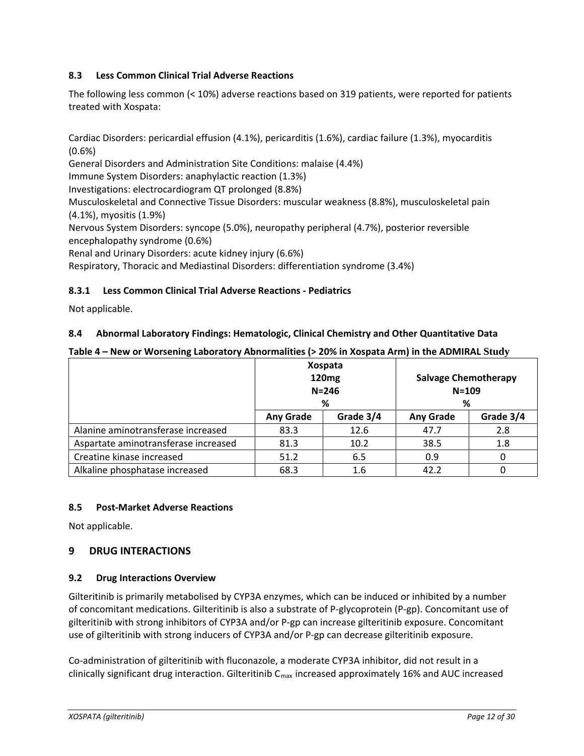### 8.3 Less Common Clinical Trial Adverse Reactions

The following less common (< 10%) adverse reactions based on 319 patients, were reported for patients treated with Xospata:

Cardiac Disorders: pericardial effusion (4.1%), pericarditis (1.6%), cardiac failure (1.3%), myocarditis (0.6%)
General Disorders and Administration Site Conditions: malaise (4.4%)
Immune System Disorders: anaphylactic reaction (1.3%)
Investigations: electrocardiogram QT prolonged (8.8%)
Musculoskeletal and Connective Tissue Disorders: muscular weakness (8.8%), musculoskeletal pain (4.1%), myositis (1.9%)
Nervous System Disorders: syncope (5.0%), neuropathy peripheral (4.7%), posterior reversible encephalopathy syndrome (0.6%)
Renal and Urinary Disorders: acute kidney injury (6.6%)
Respiratory, Thoracic and Mediastinal Disorders: differentiation syndrome (3.4%)

### 8.3.1 Less Common Clinical Trial Adverse Reactions - Pediatrics

Not applicable.

### 8.4 Abnormal Laboratory Findings: Hematologic, Clinical Chemistry and Other Quantitative Data

**Table 4 – New or Worsening Laboratory Abnormalities (> 20% in Xospata Arm) in the ADMIRAL Study**

| | Xospata 120mg N=246 % | | Salvage Chemotherapy N=109 % | |
|---|---|---|---|---|
| | **Any Grade** | **Grade 3/4** | **Any Grade** | **Grade 3/4** |
| Alanine aminotransferase increased | 83.3 | 12.6 | 47.7 | 2.8 |
| Aspartate aminotransferase increased | 81.3 | 10.2 | 38.5 | 1.8 |
| Creatine kinase increased | 51.2 | 6.5 | 0.9 | 0 |
| Alkaline phosphatase increased | 68.3 | 1.6 | 42.2 | 0 |

### 8.5 Post-Market Adverse Reactions

Not applicable.

## 9 DRUG INTERACTIONS

### 9.2 Drug Interactions Overview

Gilteritinib is primarily metabolised by CYP3A enzymes, which can be induced or inhibited by a number of concomitant medications. Gilteritinib is also a substrate of P-glycoprotein (P-gp). Concomitant use of gilteritinib with strong inhibitors of CYP3A and/or P-gp can increase gilteritinib exposure. Concomitant use of gilteritinib with strong inducers of CYP3A and/or P-gp can decrease gilteritinib exposure.

Co-administration of gilteritinib with fluconazole, a moderate CYP3A inhibitor, did not result in a clinically significant drug interaction. Gilteritinib $C_{max}$ increased approximately 16% and AUC increased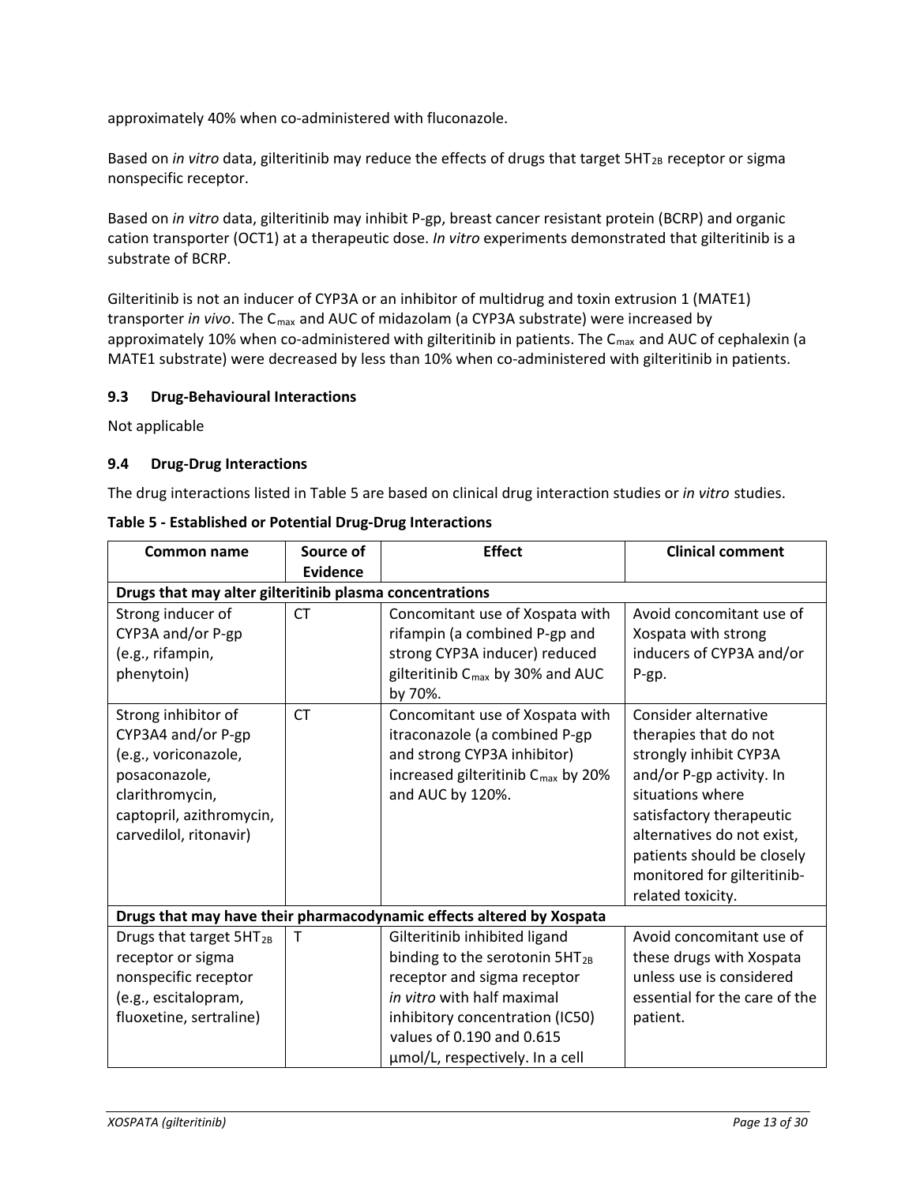approximately 40% when co-administered with fluconazole.

Based on *in vitro* data, gilteritinib may reduce the effects of drugs that target $5HT_{2B}$ receptor or sigma nonspecific receptor.

Based on *in vitro* data, gilteritinib may inhibit P-gp, breast cancer resistant protein (BCRP) and organic cation transporter (OCT1) at a therapeutic dose. *In vitro* experiments demonstrated that gilteritinib is a substrate of BCRP.

Gilteritinib is not an inducer of CYP3A or an inhibitor of multidrug and toxin extrusion 1 (MATE1) transporter *in vivo*. The $C_{max}$ and AUC of midazolam (a CYP3A substrate) were increased by approximately 10% when co-administered with gilteritinib in patients. The $C_{max}$ and AUC of cephalexin (a MATE1 substrate) were decreased by less than 10% when co-administered with gilteritinib in patients.

### 9.3 Drug-Behavioural Interactions

Not applicable

### 9.4 Drug-Drug Interactions

The drug interactions listed in Table 5 are based on clinical drug interaction studies or *in vitro* studies.

**Table 5 - Established or Potential Drug-Drug Interactions**

| Common name | Source of Evidence | Effect | Clinical comment |
|---|---|---|---|
| **Drugs that may alter gilteritinib plasma concentrations** | | | |
| Strong inducer of CYP3A and/or P-gp (e.g., rifampin, phenytoin) | CT | Concomitant use of Xospata with rifampin (a combined P-gp and strong CYP3A inducer) reduced gilteritinib $C_{max}$ by 30% and AUC by 70%. | Avoid concomitant use of Xospata with strong inducers of CYP3A and/or P-gp. |
| Strong inhibitor of CYP3A4 and/or P-gp (e.g., voriconazole, posaconazole, clarithromycin, captopril, azithromycin, carvedilol, ritonavir) | CT | Concomitant use of Xospata with itraconazole (a combined P-gp and strong CYP3A inhibitor) increased gilteritinib $C_{max}$ by 20% and AUC by 120%. | Consider alternative therapies that do not strongly inhibit CYP3A and/or P-gp activity. In situations where satisfactory therapeutic alternatives do not exist, patients should be closely monitored for gilteritinib-related toxicity. |
| **Drugs that may have their pharmacodynamic effects altered by Xospata** | | | |
| Drugs that target $5HT_{2B}$ receptor or sigma nonspecific receptor (e.g., escitalopram, fluoxetine, sertraline) | T | Gilteritinib inhibited ligand binding to the serotonin $5HT_{2B}$ receptor and sigma receptor *in vitro* with half maximal inhibitory concentration (IC50) values of 0.190 and 0.615 µmol/L, respectively. In a cell | Avoid concomitant use of these drugs with Xospata unless use is considered essential for the care of the patient. |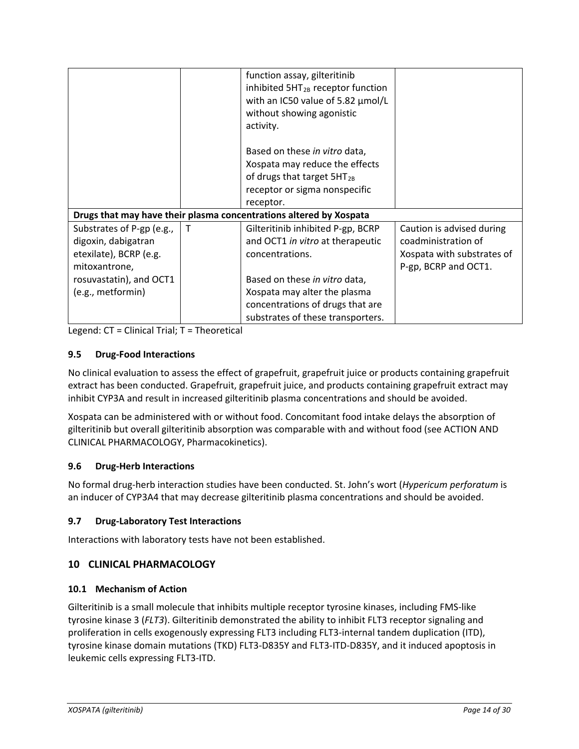| | | | |
|---|---|---|---|
| | | function assay, gilteritinib inhibited $5HT_{2B}$ receptor function with an IC50 value of 5.82 µmol/L without showing agonistic activity.<br><br>Based on these *in vitro* data, Xospata may reduce the effects of drugs that target $5HT_{2B}$ receptor or sigma nonspecific receptor. | |
| **Drugs that may have their plasma concentrations altered by Xospata** | | | |
| Substrates of P-gp (e.g., digoxin, dabigatran etexilate), BCRP (e.g. mitoxantrone, rosuvastatin), and OCT1 (e.g., metformin) | T | Gilteritinib inhibited P-gp, BCRP and OCT1 *in vitro* at therapeutic concentrations.<br><br>Based on these *in vitro* data, Xospata may alter the plasma concentrations of drugs that are substrates of these transporters. | Caution is advised during coadministration of Xospata with substrates of P-gp, BCRP and OCT1. |

Legend: CT = Clinical Trial; T = Theoretical

### 9.5 Drug-Food Interactions

No clinical evaluation to assess the effect of grapefruit, grapefruit juice or products containing grapefruit extract has been conducted. Grapefruit, grapefruit juice, and products containing grapefruit extract may inhibit CYP3A and result in increased gilteritinib plasma concentrations and should be avoided.

Xospata can be administered with or without food. Concomitant food intake delays the absorption of gilteritinib but overall gilteritinib absorption was comparable with and without food (see ACTION AND CLINICAL PHARMACOLOGY, Pharmacokinetics).

### 9.6 Drug-Herb Interactions

No formal drug-herb interaction studies have been conducted. St. John's wort (*Hypericum perforatum* is an inducer of CYP3A4 that may decrease gilteritinib plasma concentrations and should be avoided.

### 9.7 Drug-Laboratory Test Interactions

Interactions with laboratory tests have not been established.

## 10 CLINICAL PHARMACOLOGY

### 10.1 Mechanism of Action

Gilteritinib is a small molecule that inhibits multiple receptor tyrosine kinases, including FMS-like tyrosine kinase 3 (*FLT3*). Gilteritinib demonstrated the ability to inhibit FLT3 receptor signaling and proliferation in cells exogenously expressing FLT3 including FLT3-internal tandem duplication (ITD), tyrosine kinase domain mutations (TKD) FLT3-D835Y and FLT3-ITD-D835Y, and it induced apoptosis in leukemic cells expressing FLT3-ITD.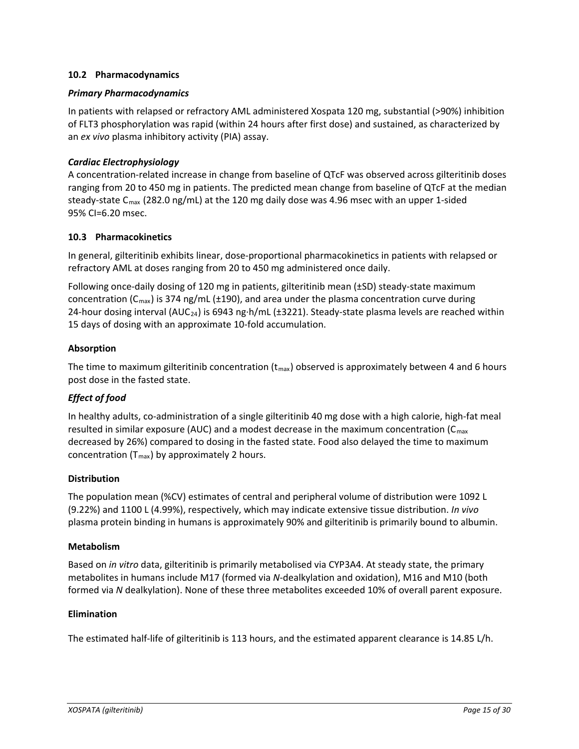### 10.2 Pharmacodynamics

***Primary Pharmacodynamics***

In patients with relapsed or refractory AML administered Xospata 120 mg, substantial (>90%) inhibition of FLT3 phosphorylation was rapid (within 24 hours after first dose) and sustained, as characterized by an *ex vivo* plasma inhibitory activity (PIA) assay.

***Cardiac Electrophysiology***

A concentration-related increase in change from baseline of QTcF was observed across gilteritinib doses ranging from 20 to 450 mg in patients. The predicted mean change from baseline of QTcF at the median steady-state $C_{max}$ (282.0 ng/mL) at the 120 mg daily dose was 4.96 msec with an upper 1-sided 95% CI=6.20 msec.

### 10.3 Pharmacokinetics

In general, gilteritinib exhibits linear, dose-proportional pharmacokinetics in patients with relapsed or refractory AML at doses ranging from 20 to 450 mg administered once daily.

Following once-daily dosing of 120 mg in patients, gilteritinib mean (±SD) steady-state maximum concentration ($C_{max}$) is 374 ng/mL (±190), and area under the plasma concentration curve during 24-hour dosing interval ($AUC_{24}$) is 6943 ng·h/mL (±3221). Steady-state plasma levels are reached within 15 days of dosing with an approximate 10-fold accumulation.

**Absorption**

The time to maximum gilteritinib concentration ($t_{max}$) observed is approximately between 4 and 6 hours post dose in the fasted state.

***Effect of food***

In healthy adults, co-administration of a single gilteritinib 40 mg dose with a high calorie, high-fat meal resulted in similar exposure (AUC) and a modest decrease in the maximum concentration ($C_{max}$ decreased by 26%) compared to dosing in the fasted state. Food also delayed the time to maximum concentration ($T_{max}$) by approximately 2 hours.

**Distribution**

The population mean (%CV) estimates of central and peripheral volume of distribution were 1092 L (9.22%) and 1100 L (4.99%), respectively, which may indicate extensive tissue distribution. *In vivo* plasma protein binding in humans is approximately 90% and gilteritinib is primarily bound to albumin.

**Metabolism**

Based on *in vitro* data, gilteritinib is primarily metabolised via CYP3A4. At steady state, the primary metabolites in humans include M17 (formed via *N*-dealkylation and oxidation), M16 and M10 (both formed via *N* dealkylation). None of these three metabolites exceeded 10% of overall parent exposure.

**Elimination**

The estimated half-life of gilteritinib is 113 hours, and the estimated apparent clearance is 14.85 L/h.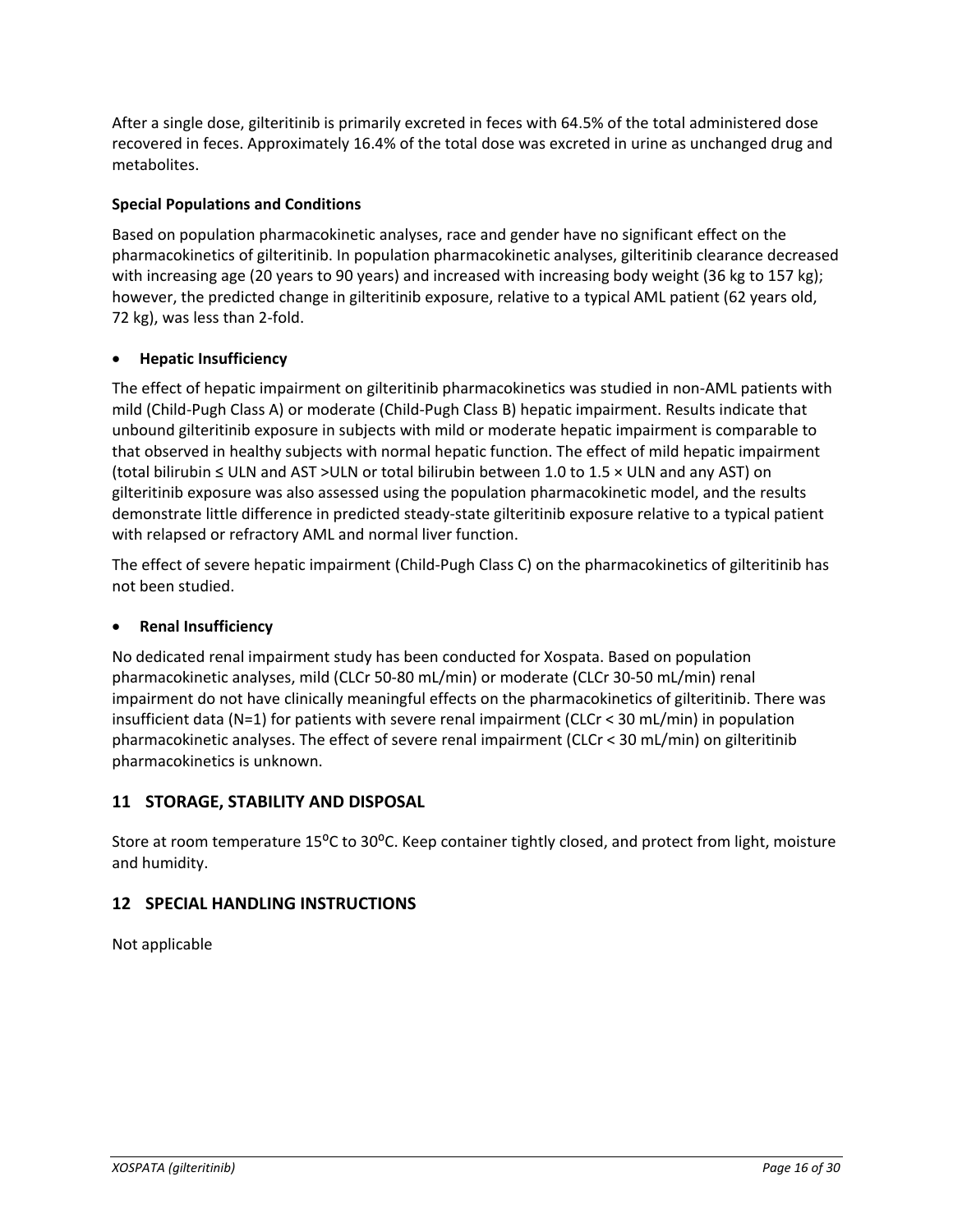After a single dose, gilteritinib is primarily excreted in feces with 64.5% of the total administered dose recovered in feces. Approximately 16.4% of the total dose was excreted in urine as unchanged drug and metabolites.

**Special Populations and Conditions**

Based on population pharmacokinetic analyses, race and gender have no significant effect on the pharmacokinetics of gilteritinib. In population pharmacokinetic analyses, gilteritinib clearance decreased with increasing age (20 years to 90 years) and increased with increasing body weight (36 kg to 157 kg); however, the predicted change in gilteritinib exposure, relative to a typical AML patient (62 years old, 72 kg), was less than 2-fold.

- **Hepatic Insufficiency**

The effect of hepatic impairment on gilteritinib pharmacokinetics was studied in non-AML patients with mild (Child-Pugh Class A) or moderate (Child-Pugh Class B) hepatic impairment. Results indicate that unbound gilteritinib exposure in subjects with mild or moderate hepatic impairment is comparable to that observed in healthy subjects with normal hepatic function. The effect of mild hepatic impairment (total bilirubin ≤ ULN and AST >ULN or total bilirubin between 1.0 to 1.5 × ULN and any AST) on gilteritinib exposure was also assessed using the population pharmacokinetic model, and the results demonstrate little difference in predicted steady-state gilteritinib exposure relative to a typical patient with relapsed or refractory AML and normal liver function.

The effect of severe hepatic impairment (Child-Pugh Class C) on the pharmacokinetics of gilteritinib has not been studied.

- **Renal Insufficiency**

No dedicated renal impairment study has been conducted for Xospata. Based on population pharmacokinetic analyses, mild (CLCr 50-80 mL/min) or moderate (CLCr 30-50 mL/min) renal impairment do not have clinically meaningful effects on the pharmacokinetics of gilteritinib. There was insufficient data (N=1) for patients with severe renal impairment (CLCr < 30 mL/min) in population pharmacokinetic analyses. The effect of severe renal impairment (CLCr < 30 mL/min) on gilteritinib pharmacokinetics is unknown.

## 11 STORAGE, STABILITY AND DISPOSAL

Store at room temperature 15ºC to 30ºC. Keep container tightly closed, and protect from light, moisture and humidity.

## 12 SPECIAL HANDLING INSTRUCTIONS

Not applicable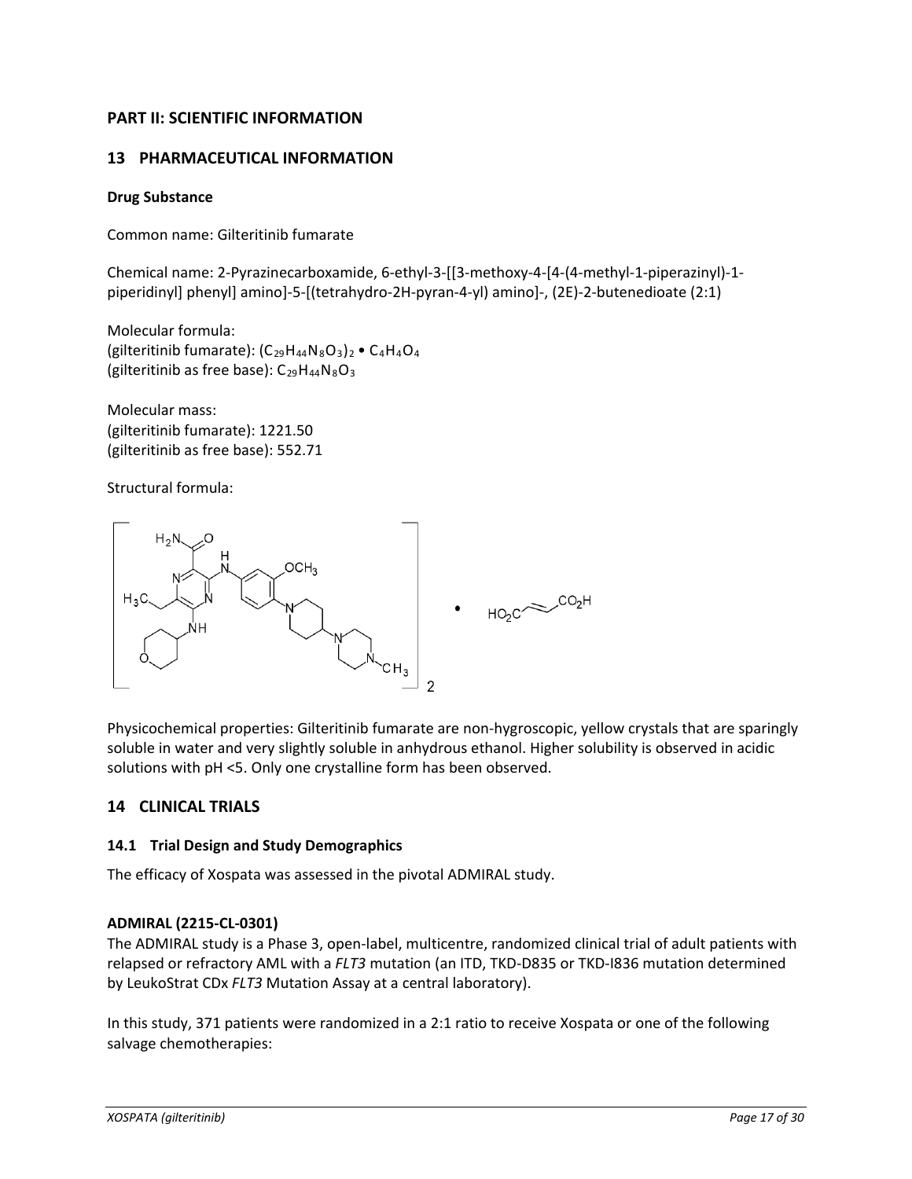## PART II: SCIENTIFIC INFORMATION

## 13 PHARMACEUTICAL INFORMATION

**Drug Substance**

Common name: Gilteritinib fumarate

Chemical name: 2-Pyrazinecarboxamide, 6-ethyl-3-[[3-methoxy-4-[4-(4-methyl-1-piperazinyl)-1-piperidinyl] phenyl] amino]-5-[(tetrahydro-2H-pyran-4-yl) amino]-, (2E)-2-butenedioate (2:1)

Molecular formula:
(gilteritinib fumarate): $(C_{29}H_{44}N_8O_3)_2 \bullet C_4H_4O_4$
(gilteritinib as free base): $C_{29}H_{44}N_8O_3$

Molecular mass:
(gilteritinib fumarate): 1221.50
(gilteritinib as free base): 552.71

Structural formula:

Physicochemical properties: Gilteritinib fumarate are non-hygroscopic, yellow crystals that are sparingly soluble in water and very slightly soluble in anhydrous ethanol. Higher solubility is observed in acidic solutions with pH <5. Only one crystalline form has been observed.

## 14 CLINICAL TRIALS

### 14.1 Trial Design and Study Demographics

The efficacy of Xospata was assessed in the pivotal ADMIRAL study.

**ADMIRAL (2215-CL-0301)**

The ADMIRAL study is a Phase 3, open-label, multicentre, randomized clinical trial of adult patients with relapsed or refractory AML with a *FLT3* mutation (an ITD, TKD-D835 or TKD-I836 mutation determined by LeukoStrat CDx *FLT3* Mutation Assay at a central laboratory).

In this study, 371 patients were randomized in a 2:1 ratio to receive Xospata or one of the following salvage chemotherapies: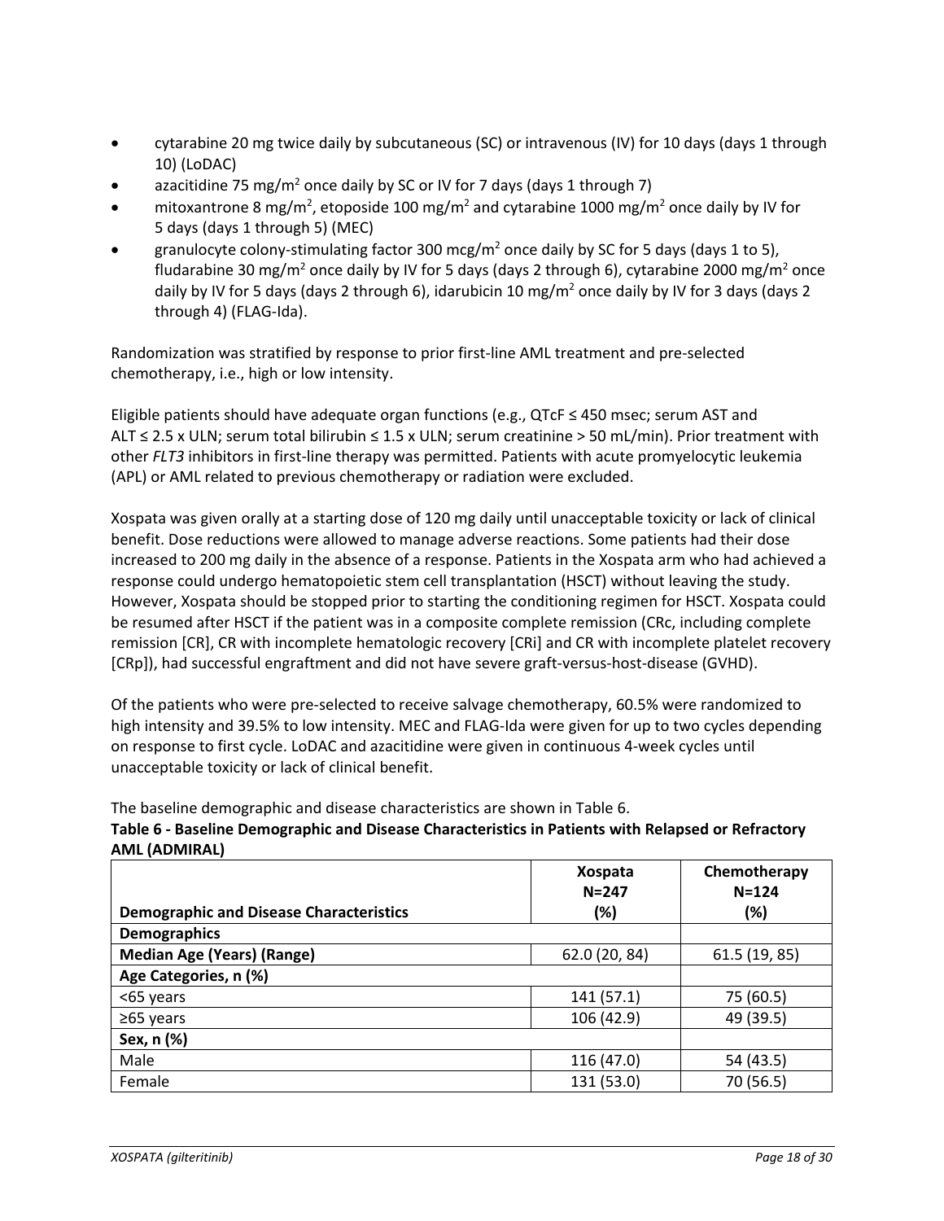- cytarabine 20 mg twice daily by subcutaneous (SC) or intravenous (IV) for 10 days (days 1 through 10) (LoDAC)
- azacitidine 75 mg/m$^2$ once daily by SC or IV for 7 days (days 1 through 7)
- mitoxantrone 8 mg/m$^2$, etoposide 100 mg/m$^2$ and cytarabine 1000 mg/m$^2$ once daily by IV for 5 days (days 1 through 5) (MEC)
- granulocyte colony-stimulating factor 300 mcg/m$^2$ once daily by SC for 5 days (days 1 to 5), fludarabine 30 mg/m$^2$ once daily by IV for 5 days (days 2 through 6), cytarabine 2000 mg/m$^2$ once daily by IV for 5 days (days 2 through 6), idarubicin 10 mg/m$^2$ once daily by IV for 3 days (days 2 through 4) (FLAG-Ida).

Randomization was stratified by response to prior first-line AML treatment and pre-selected chemotherapy, i.e., high or low intensity.

Eligible patients should have adequate organ functions (e.g., QTcF ≤ 450 msec; serum AST and ALT ≤ 2.5 x ULN; serum total bilirubin ≤ 1.5 x ULN; serum creatinine > 50 mL/min). Prior treatment with other *FLT3* inhibitors in first-line therapy was permitted. Patients with acute promyelocytic leukemia (APL) or AML related to previous chemotherapy or radiation were excluded.

Xospata was given orally at a starting dose of 120 mg daily until unacceptable toxicity or lack of clinical benefit. Dose reductions were allowed to manage adverse reactions. Some patients had their dose increased to 200 mg daily in the absence of a response. Patients in the Xospata arm who had achieved a response could undergo hematopoietic stem cell transplantation (HSCT) without leaving the study. However, Xospata should be stopped prior to starting the conditioning regimen for HSCT. Xospata could be resumed after HSCT if the patient was in a composite complete remission (CRc, including complete remission [CR], CR with incomplete hematologic recovery [CRi] and CR with incomplete platelet recovery [CRp]), had successful engraftment and did not have severe graft-versus-host-disease (GVHD).

Of the patients who were pre-selected to receive salvage chemotherapy, 60.5% were randomized to high intensity and 39.5% to low intensity. MEC and FLAG-Ida were given for up to two cycles depending on response to first cycle. LoDAC and azacitidine were given in continuous 4-week cycles until unacceptable toxicity or lack of clinical benefit.

The baseline demographic and disease characteristics are shown in Table 6.

**Table 6 - Baseline Demographic and Disease Characteristics in Patients with Relapsed or Refractory AML (ADMIRAL)**

| Demographic and Disease Characteristics | Xospata N=247 (%) | Chemotherapy N=124 (%) |
|---|---|---|
| **Demographics** | | |
| **Median Age (Years) (Range)** | 62.0 (20, 84) | 61.5 (19, 85) |
| **Age Categories, n (%)** | | |
| <65 years | 141 (57.1) | 75 (60.5) |
| ≥65 years | 106 (42.9) | 49 (39.5) |
| **Sex, n (%)** | | |
| Male | 116 (47.0) | 54 (43.5) |
| Female | 131 (53.0) | 70 (56.5) |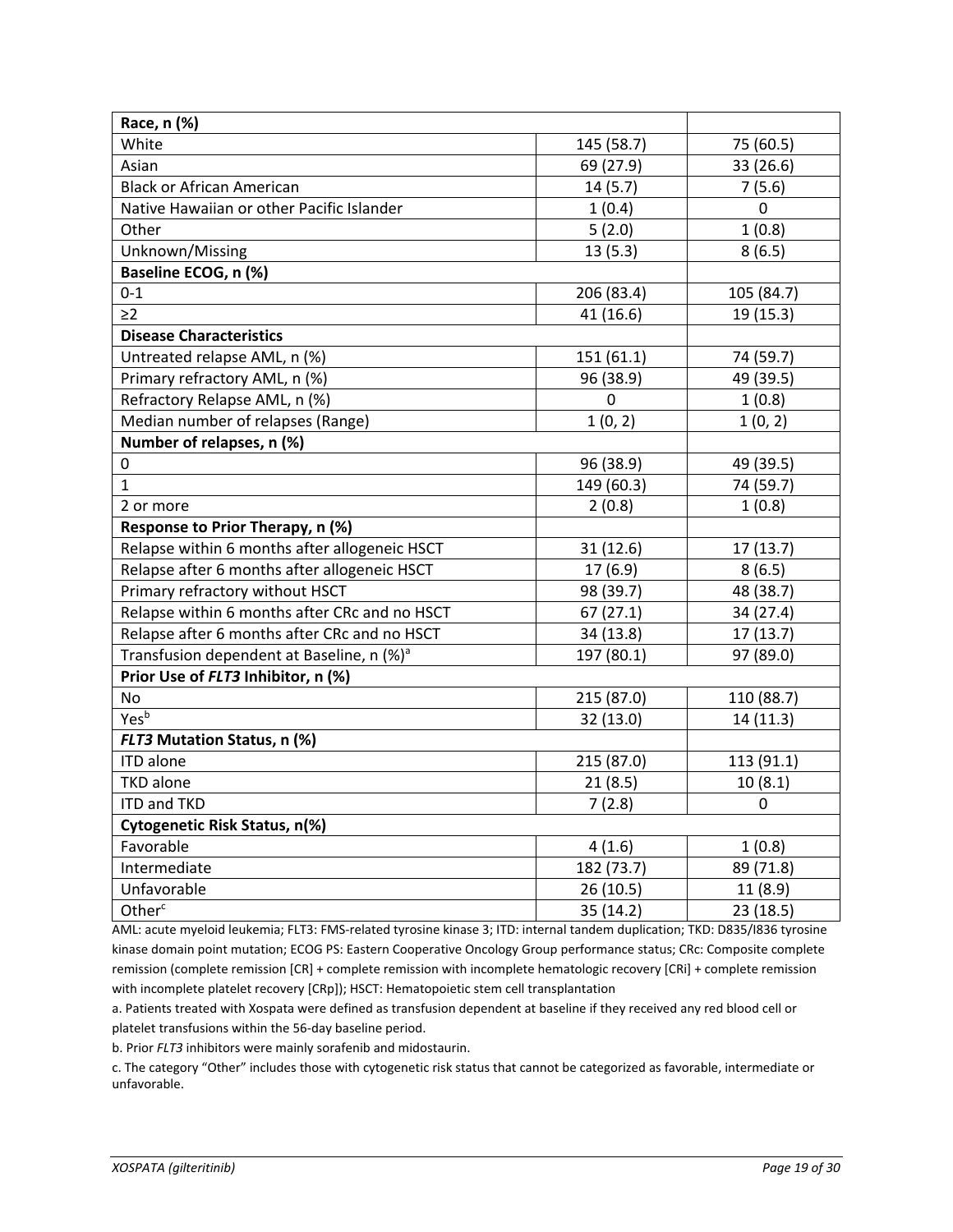| | | |
|---|---|---|
| **Race, n (%)** | | |
| White | 145 (58.7) | 75 (60.5) |
| Asian | 69 (27.9) | 33 (26.6) |
| Black or African American | 14 (5.7) | 7 (5.6) |
| Native Hawaiian or other Pacific Islander | 1 (0.4) | 0 |
| Other | 5 (2.0) | 1 (0.8) |
| Unknown/Missing | 13 (5.3) | 8 (6.5) |
| **Baseline ECOG, n (%)** | | |
| 0-1 | 206 (83.4) | 105 (84.7) |
| ≥2 | 41 (16.6) | 19 (15.3) |
| **Disease Characteristics** | | |
| Untreated relapse AML, n (%) | 151 (61.1) | 74 (59.7) |
| Primary refractory AML, n (%) | 96 (38.9) | 49 (39.5) |
| Refractory Relapse AML, n (%) | 0 | 1 (0.8) |
| Median number of relapses (Range) | 1 (0, 2) | 1 (0, 2) |
| **Number of relapses, n (%)** | | |
| 0 | 96 (38.9) | 49 (39.5) |
| 1 | 149 (60.3) | 74 (59.7) |
| 2 or more | 2 (0.8) | 1 (0.8) |
| **Response to Prior Therapy, n (%)** | | |
| Relapse within 6 months after allogeneic HSCT | 31 (12.6) | 17 (13.7) |
| Relapse after 6 months after allogeneic HSCT | 17 (6.9) | 8 (6.5) |
| Primary refractory without HSCT | 98 (39.7) | 48 (38.7) |
| Relapse within 6 months after CRc and no HSCT | 67 (27.1) | 34 (27.4) |
| Relapse after 6 months after CRc and no HSCT | 34 (13.8) | 17 (13.7) |
| Transfusion dependent at Baseline, n (%)[a] | 197 (80.1) | 97 (89.0) |
| **Prior Use of *FLT3* Inhibitor, n (%)** | | |
| No | 215 (87.0) | 110 (88.7) |
| Yes[b] | 32 (13.0) | 14 (11.3) |
| ***FLT3* Mutation Status, n (%)** | | |
| ITD alone | 215 (87.0) | 113 (91.1) |
| TKD alone | 21 (8.5) | 10 (8.1) |
| ITD and TKD | 7 (2.8) | 0 |
| **Cytogenetic Risk Status, n(%)** | | |
| Favorable | 4 (1.6) | 1 (0.8) |
| Intermediate | 182 (73.7) | 89 (71.8) |
| Unfavorable | 26 (10.5) | 11 (8.9) |
| Other[c] | 35 (14.2) | 23 (18.5) |

AML: acute myeloid leukemia; FLT3: FMS-related tyrosine kinase 3; ITD: internal tandem duplication; TKD: D835/I836 tyrosine kinase domain point mutation; ECOG PS: Eastern Cooperative Oncology Group performance status; CRc: Composite complete remission (complete remission [CR] + complete remission with incomplete hematologic recovery [CRi] + complete remission with incomplete platelet recovery [CRp]); HSCT: Hematopoietic stem cell transplantation

a. Patients treated with Xospata were defined as transfusion dependent at baseline if they received any red blood cell or platelet transfusions within the 56-day baseline period.

b. Prior *FLT3* inhibitors were mainly sorafenib and midostaurin.

c. The category "Other" includes those with cytogenetic risk status that cannot be categorized as favorable, intermediate or unfavorable.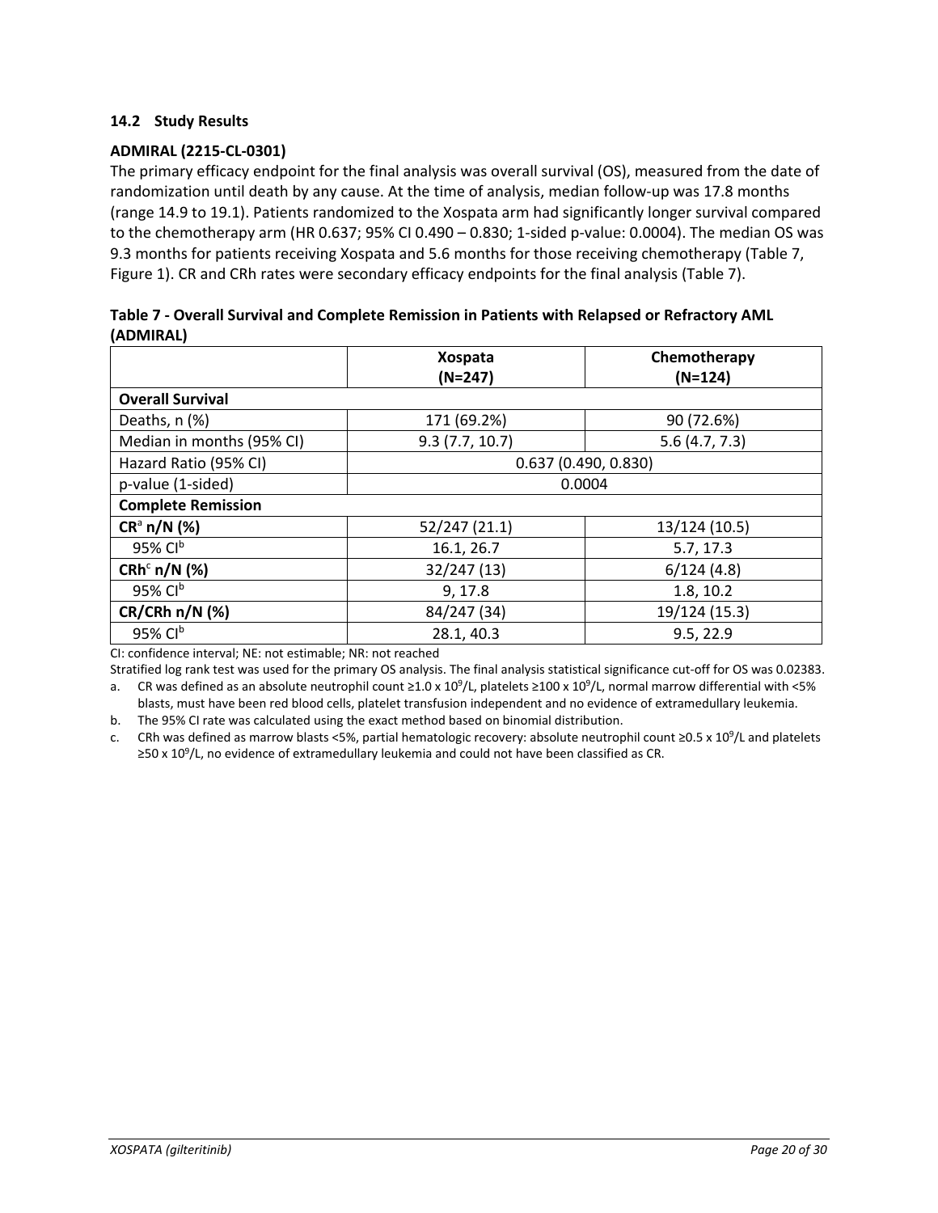### 14.2 Study Results

**ADMIRAL (2215-CL-0301)**

The primary efficacy endpoint for the final analysis was overall survival (OS), measured from the date of randomization until death by any cause. At the time of analysis, median follow-up was 17.8 months (range 14.9 to 19.1). Patients randomized to the Xospata arm had significantly longer survival compared to the chemotherapy arm (HR 0.637; 95% CI 0.490 – 0.830; 1-sided p-value: 0.0004). The median OS was 9.3 months for patients receiving Xospata and 5.6 months for those receiving chemotherapy (Table 7, Figure 1). CR and CRh rates were secondary efficacy endpoints for the final analysis (Table 7).

**Table 7 - Overall Survival and Complete Remission in Patients with Relapsed or Refractory AML (ADMIRAL)**

| | **Xospata (N=247)** | **Chemotherapy (N=124)** |
|---|---|---|
| **Overall Survival** | | |
| Deaths, n (%) | 171 (69.2%) | 90 (72.6%) |
| Median in months (95% CI) | 9.3 (7.7, 10.7) | 5.6 (4.7, 7.3) |
| Hazard Ratio (95% CI) | 0.637 (0.490, 0.830) | |
| p-value (1-sided) | 0.0004 | |
| **Complete Remission** | | |
| **CR[a] n/N (%)** | 52/247 (21.1) | 13/124 (10.5) |
| 95% CI[b] | 16.1, 26.7 | 5.7, 17.3 |
| **CRh[c] n/N (%)** | 32/247 (13) | 6/124 (4.8) |
| 95% CI[b] | 9, 17.8 | 1.8, 10.2 |
| **CR/CRh n/N (%)** | 84/247 (34) | 19/124 (15.3) |
| 95% CI[b] | 28.1, 40.3 | 9.5, 22.9 |

CI: confidence interval; NE: not estimable; NR: not reached

Stratified log rank test was used for the primary OS analysis. The final analysis statistical significance cut-off for OS was 0.02383.

a. CR was defined as an absolute neutrophil count ≥1.0 x $10^9$/L, platelets ≥100 x $10^9$/L, normal marrow differential with <5% blasts, must have been red blood cells, platelet transfusion independent and no evidence of extramedullary leukemia.

b. The 95% CI rate was calculated using the exact method based on binomial distribution.

c. CRh was defined as marrow blasts <5%, partial hematologic recovery: absolute neutrophil count ≥0.5 x $10^9$/L and platelets ≥50 x $10^9$/L, no evidence of extramedullary leukemia and could not have been classified as CR.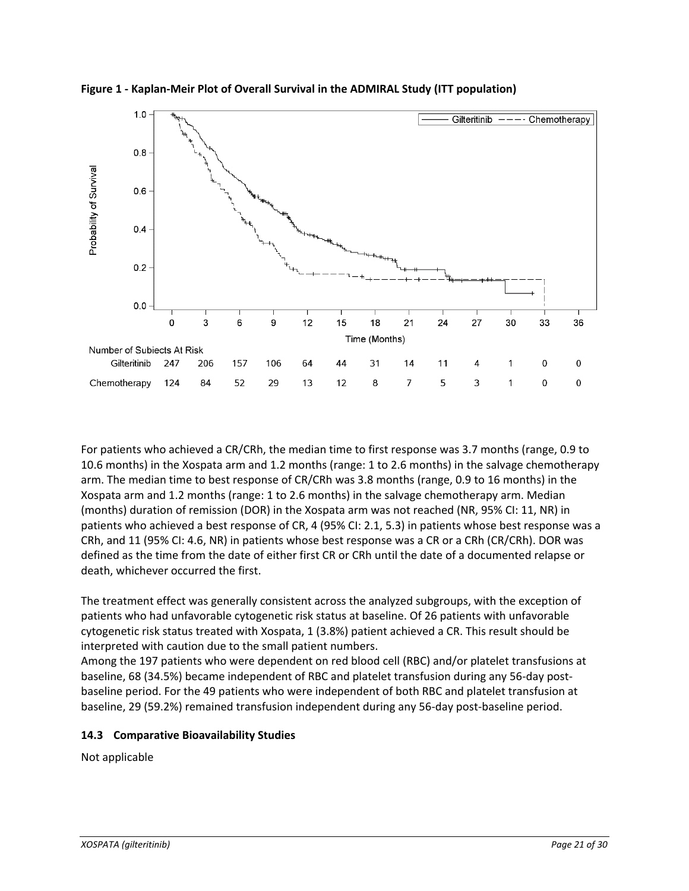**Figure 1 - Kaplan-Meir Plot of Overall Survival in the ADMIRAL Study (ITT population)**

Gilteritinib
Chemotherapy

Probability of Survival

1.0
0.8
0.6
0.4
0.2
0.0

0 3 6 9 12 15 18 21 24 27 30 33 36

Time (Months)

Number of Subjects At Risk

Gilteritinib 247 206 157 106 64 44 31 14 11 4 1 0 0

Chemotherapy 124 84 52 29 13 12 8 7 5 3 1 0 0

For patients who achieved a CR/CRh, the median time to first response was 3.7 months (range, 0.9 to 10.6 months) in the Xospata arm and 1.2 months (range: 1 to 2.6 months) in the salvage chemotherapy arm. The median time to best response of CR/CRh was 3.8 months (range, 0.9 to 16 months) in the Xospata arm and 1.2 months (range: 1 to 2.6 months) in the salvage chemotherapy arm. Median (months) duration of remission (DOR) in the Xospata arm was not reached (NR, 95% CI: 11, NR) in patients who achieved a best response of CR, 4 (95% CI: 2.1, 5.3) in patients whose best response was a CRh, and 11 (95% CI: 4.6, NR) in patients whose best response was a CR or a CRh (CR/CRh). DOR was defined as the time from the date of either first CR or CRh until the date of a documented relapse or death, whichever occurred the first.

The treatment effect was generally consistent across the analyzed subgroups, with the exception of patients who had unfavorable cytogenetic risk status at baseline. Of 26 patients with unfavorable cytogenetic risk status treated with Xospata, 1 (3.8%) patient achieved a CR. This result should be interpreted with caution due to the small patient numbers.

Among the 197 patients who were dependent on red blood cell (RBC) and/or platelet transfusions at baseline, 68 (34.5%) became independent of RBC and platelet transfusion during any 56-day post-baseline period. For the 49 patients who were independent of both RBC and platelet transfusion at baseline, 29 (59.2%) remained transfusion independent during any 56-day post-baseline period.

### 14.3 Comparative Bioavailability Studies

Not applicable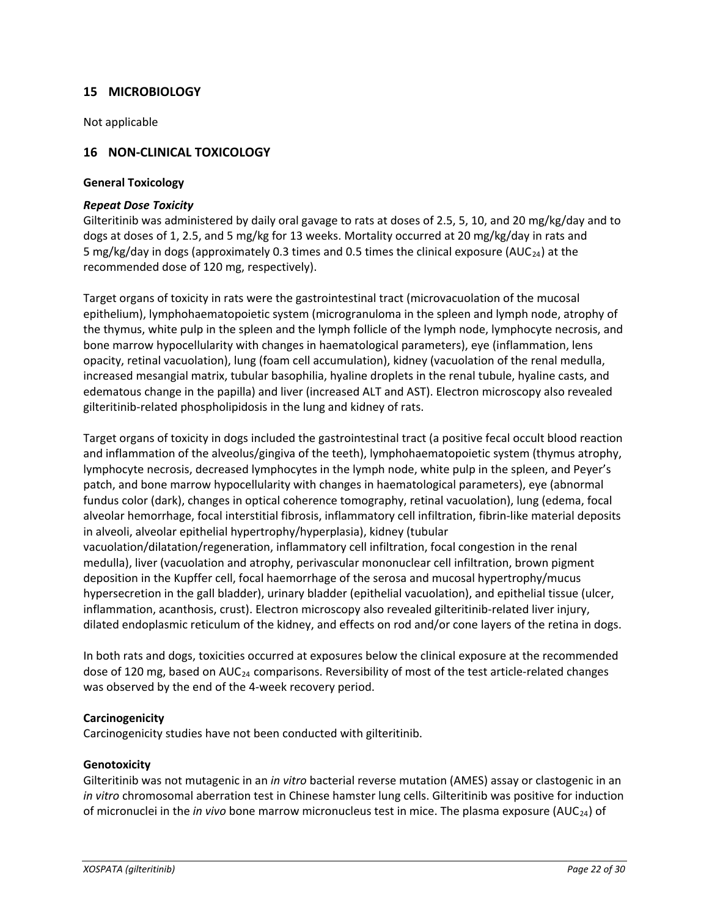## 15 MICROBIOLOGY

Not applicable

## 16 NON-CLINICAL TOXICOLOGY

**General Toxicology**

***Repeat Dose Toxicity***

Gilteritinib was administered by daily oral gavage to rats at doses of 2.5, 5, 10, and 20 mg/kg/day and to dogs at doses of 1, 2.5, and 5 mg/kg for 13 weeks. Mortality occurred at 20 mg/kg/day in rats and 5 mg/kg/day in dogs (approximately 0.3 times and 0.5 times the clinical exposure ($AUC_{24}$) at the recommended dose of 120 mg, respectively).

Target organs of toxicity in rats were the gastrointestinal tract (microvacuolation of the mucosal epithelium), lymphohaematopoietic system (microgranuloma in the spleen and lymph node, atrophy of the thymus, white pulp in the spleen and the lymph follicle of the lymph node, lymphocyte necrosis, and bone marrow hypocellularity with changes in haematological parameters), eye (inflammation, lens opacity, retinal vacuolation), lung (foam cell accumulation), kidney (vacuolation of the renal medulla, increased mesangial matrix, tubular basophilia, hyaline droplets in the renal tubule, hyaline casts, and edematous change in the papilla) and liver (increased ALT and AST). Electron microscopy also revealed gilteritinib-related phospholipidosis in the lung and kidney of rats.

Target organs of toxicity in dogs included the gastrointestinal tract (a positive fecal occult blood reaction and inflammation of the alveolus/gingiva of the teeth), lymphohaematopoietic system (thymus atrophy, lymphocyte necrosis, decreased lymphocytes in the lymph node, white pulp in the spleen, and Peyer's patch, and bone marrow hypocellularity with changes in haematological parameters), eye (abnormal fundus color (dark), changes in optical coherence tomography, retinal vacuolation), lung (edema, focal alveolar hemorrhage, focal interstitial fibrosis, inflammatory cell infiltration, fibrin-like material deposits in alveoli, alveolar epithelial hypertrophy/hyperplasia), kidney (tubular vacuolation/dilatation/regeneration, inflammatory cell infiltration, focal congestion in the renal medulla), liver (vacuolation and atrophy, perivascular mononuclear cell infiltration, brown pigment deposition in the Kupffer cell, focal haemorrhage of the serosa and mucosal hypertrophy/mucus hypersecretion in the gall bladder), urinary bladder (epithelial vacuolation), and epithelial tissue (ulcer, inflammation, acanthosis, crust). Electron microscopy also revealed gilteritinib-related liver injury, dilated endoplasmic reticulum of the kidney, and effects on rod and/or cone layers of the retina in dogs.

In both rats and dogs, toxicities occurred at exposures below the clinical exposure at the recommended dose of 120 mg, based on $AUC_{24}$ comparisons. Reversibility of most of the test article-related changes was observed by the end of the 4-week recovery period.

**Carcinogenicity**

Carcinogenicity studies have not been conducted with gilteritinib.

**Genotoxicity**

Gilteritinib was not mutagenic in an *in vitro* bacterial reverse mutation (AMES) assay or clastogenic in an *in vitro* chromosomal aberration test in Chinese hamster lung cells. Gilteritinib was positive for induction of micronuclei in the *in vivo* bone marrow micronucleus test in mice. The plasma exposure ($AUC_{24}$) of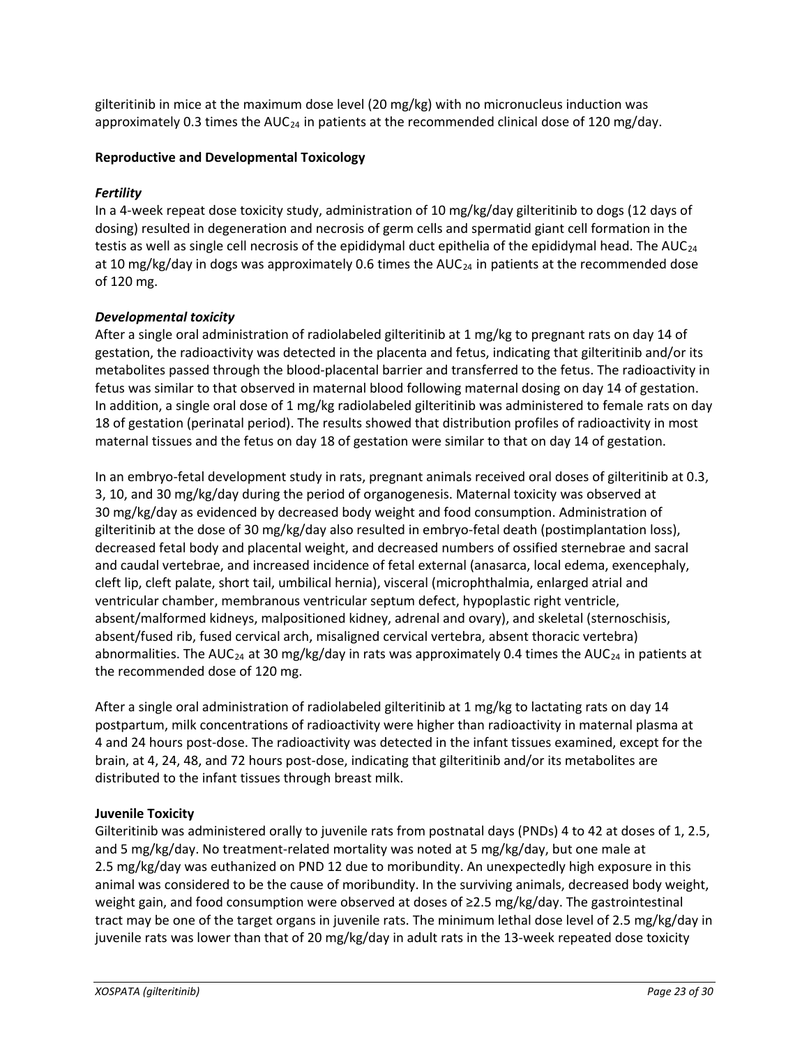gilteritinib in mice at the maximum dose level (20 mg/kg) with no micronucleus induction was approximately 0.3 times the $AUC_{24}$ in patients at the recommended clinical dose of 120 mg/day.

**Reproductive and Developmental Toxicology**

***Fertility***

In a 4-week repeat dose toxicity study, administration of 10 mg/kg/day gilteritinib to dogs (12 days of dosing) resulted in degeneration and necrosis of germ cells and spermatid giant cell formation in the testis as well as single cell necrosis of the epididymal duct epithelia of the epididymal head. The $AUC_{24}$ at 10 mg/kg/day in dogs was approximately 0.6 times the $AUC_{24}$ in patients at the recommended dose of 120 mg.

***Developmental toxicity***

After a single oral administration of radiolabeled gilteritinib at 1 mg/kg to pregnant rats on day 14 of gestation, the radioactivity was detected in the placenta and fetus, indicating that gilteritinib and/or its metabolites passed through the blood-placental barrier and transferred to the fetus. The radioactivity in fetus was similar to that observed in maternal blood following maternal dosing on day 14 of gestation. In addition, a single oral dose of 1 mg/kg radiolabeled gilteritinib was administered to female rats on day 18 of gestation (perinatal period). The results showed that distribution profiles of radioactivity in most maternal tissues and the fetus on day 18 of gestation were similar to that on day 14 of gestation.

In an embryo-fetal development study in rats, pregnant animals received oral doses of gilteritinib at 0.3, 3, 10, and 30 mg/kg/day during the period of organogenesis. Maternal toxicity was observed at 30 mg/kg/day as evidenced by decreased body weight and food consumption. Administration of gilteritinib at the dose of 30 mg/kg/day also resulted in embryo-fetal death (postimplantation loss), decreased fetal body and placental weight, and decreased numbers of ossified sternebrae and sacral and caudal vertebrae, and increased incidence of fetal external (anasarca, local edema, exencephaly, cleft lip, cleft palate, short tail, umbilical hernia), visceral (microphthalmia, enlarged atrial and ventricular chamber, membranous ventricular septum defect, hypoplastic right ventricle, absent/malformed kidneys, malpositioned kidney, adrenal and ovary), and skeletal (sternoschisis, absent/fused rib, fused cervical arch, misaligned cervical vertebra, absent thoracic vertebra) abnormalities. The $AUC_{24}$ at 30 mg/kg/day in rats was approximately 0.4 times the $AUC_{24}$ in patients at the recommended dose of 120 mg.

After a single oral administration of radiolabeled gilteritinib at 1 mg/kg to lactating rats on day 14 postpartum, milk concentrations of radioactivity were higher than radioactivity in maternal plasma at 4 and 24 hours post-dose. The radioactivity was detected in the infant tissues examined, except for the brain, at 4, 24, 48, and 72 hours post-dose, indicating that gilteritinib and/or its metabolites are distributed to the infant tissues through breast milk.

**Juvenile Toxicity**

Gilteritinib was administered orally to juvenile rats from postnatal days (PNDs) 4 to 42 at doses of 1, 2.5, and 5 mg/kg/day. No treatment-related mortality was noted at 5 mg/kg/day, but one male at 2.5 mg/kg/day was euthanized on PND 12 due to moribundity. An unexpectedly high exposure in this animal was considered to be the cause of moribundity. In the surviving animals, decreased body weight, weight gain, and food consumption were observed at doses of ≥2.5 mg/kg/day. The gastrointestinal tract may be one of the target organs in juvenile rats. The minimum lethal dose level of 2.5 mg/kg/day in juvenile rats was lower than that of 20 mg/kg/day in adult rats in the 13-week repeated dose toxicity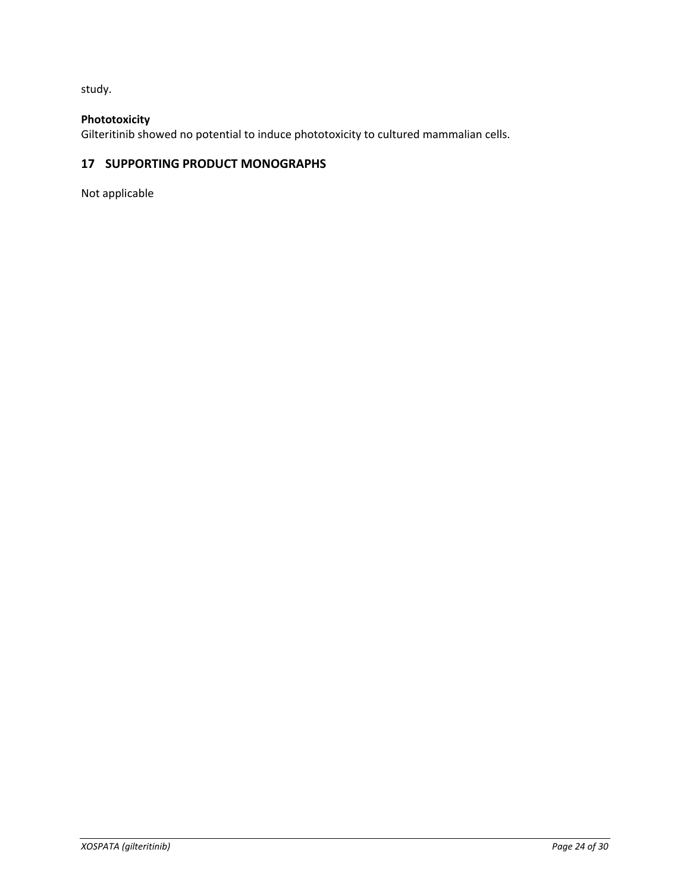study.

**Phototoxicity**
Gilteritinib showed no potential to induce phototoxicity to cultured mammalian cells.

## 17 SUPPORTING PRODUCT MONOGRAPHS

Not applicable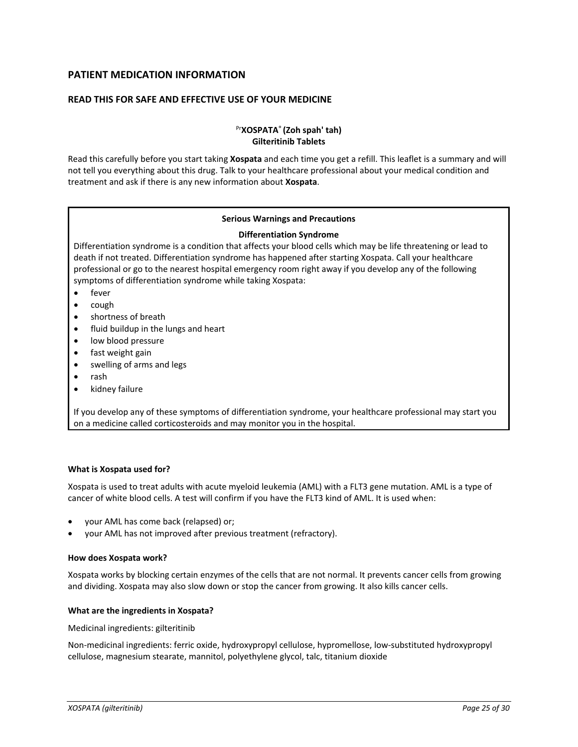## PATIENT MEDICATION INFORMATION

## READ THIS FOR SAFE AND EFFECTIVE USE OF YOUR MEDICINE

**[Pr]XOSPATA® (Zoh spah' tah)**
**Gilteritinib Tablets**

Read this carefully before you start taking **Xospata** and each time you get a refill. This leaflet is a summary and will not tell you everything about this drug. Talk to your healthcare professional about your medical condition and treatment and ask if there is any new information about **Xospata**.

**Serious Warnings and Precautions**

**Differentiation Syndrome**

Differentiation syndrome is a condition that affects your blood cells which may be life threatening or lead to death if not treated. Differentiation syndrome has happened after starting Xospata. Call your healthcare professional or go to the nearest hospital emergency room right away if you develop any of the following symptoms of differentiation syndrome while taking Xospata:

- fever
- cough
- shortness of breath
- fluid buildup in the lungs and heart
- low blood pressure
- fast weight gain
- swelling of arms and legs
- rash
- kidney failure

If you develop any of these symptoms of differentiation syndrome, your healthcare professional may start you on a medicine called corticosteroids and may monitor you in the hospital.

**What is Xospata used for?**

Xospata is used to treat adults with acute myeloid leukemia (AML) with a FLT3 gene mutation. AML is a type of cancer of white blood cells. A test will confirm if you have the FLT3 kind of AML. It is used when:

- your AML has come back (relapsed) or;
- your AML has not improved after previous treatment (refractory).

**How does Xospata work?**

Xospata works by blocking certain enzymes of the cells that are not normal. It prevents cancer cells from growing and dividing. Xospata may also slow down or stop the cancer from growing. It also kills cancer cells.

**What are the ingredients in Xospata?**

Medicinal ingredients: gilteritinib

Non-medicinal ingredients: ferric oxide, hydroxypropyl cellulose, hypromellose, low-substituted hydroxypropyl cellulose, magnesium stearate, mannitol, polyethylene glycol, talc, titanium dioxide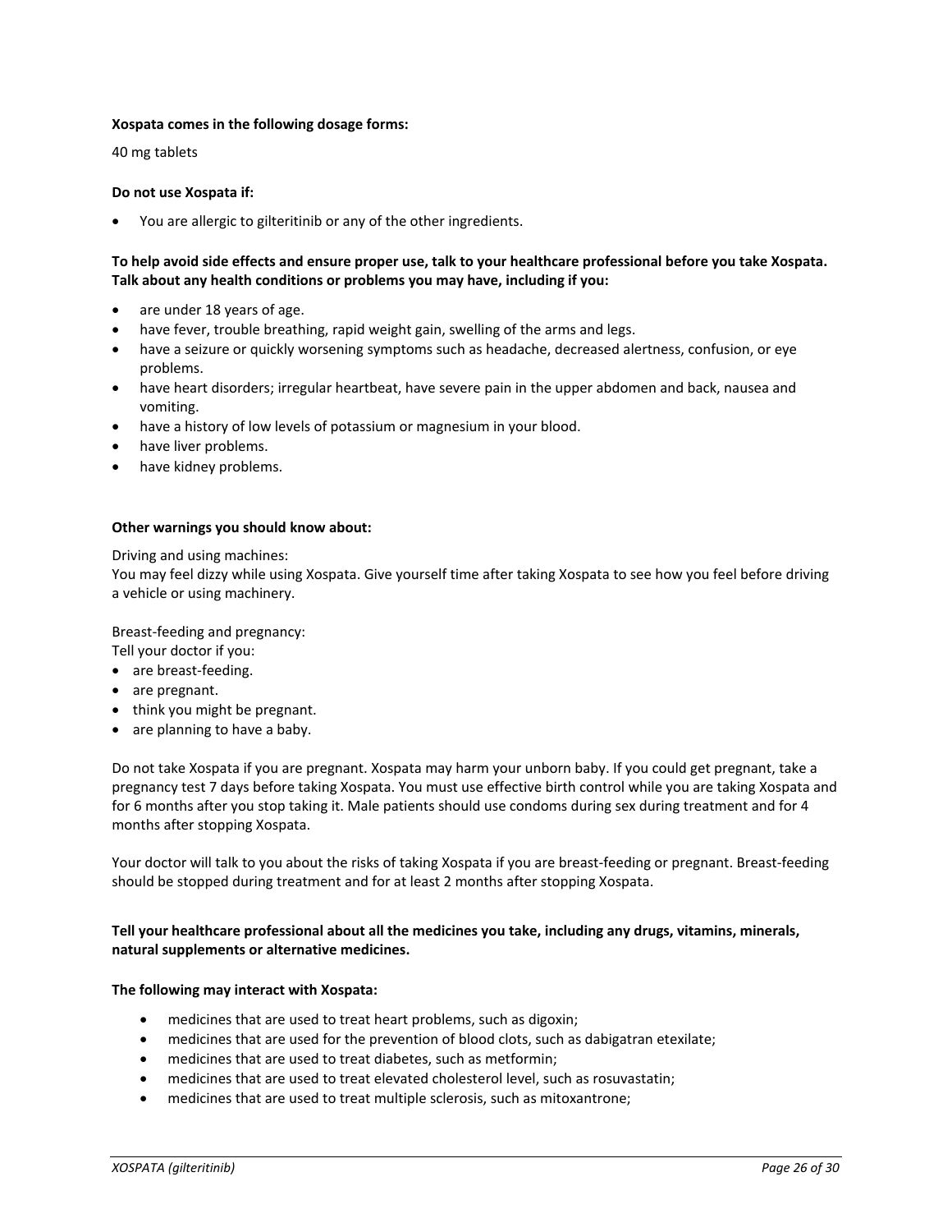**Xospata comes in the following dosage forms:**

40 mg tablets

**Do not use Xospata if:**

- You are allergic to gilteritinib or any of the other ingredients.

**To help avoid side effects and ensure proper use, talk to your healthcare professional before you take Xospata. Talk about any health conditions or problems you may have, including if you:**

- are under 18 years of age.
- have fever, trouble breathing, rapid weight gain, swelling of the arms and legs.
- have a seizure or quickly worsening symptoms such as headache, decreased alertness, confusion, or eye problems.
- have heart disorders; irregular heartbeat, have severe pain in the upper abdomen and back, nausea and vomiting.
- have a history of low levels of potassium or magnesium in your blood.
- have liver problems.
- have kidney problems.

**Other warnings you should know about:**

Driving and using machines:
You may feel dizzy while using Xospata. Give yourself time after taking Xospata to see how you feel before driving a vehicle or using machinery.

Breast-feeding and pregnancy:
Tell your doctor if you:

- are breast-feeding.
- are pregnant.
- think you might be pregnant.
- are planning to have a baby.

Do not take Xospata if you are pregnant. Xospata may harm your unborn baby. If you could get pregnant, take a pregnancy test 7 days before taking Xospata. You must use effective birth control while you are taking Xospata and for 6 months after you stop taking it. Male patients should use condoms during sex during treatment and for 4 months after stopping Xospata.

Your doctor will talk to you about the risks of taking Xospata if you are breast-feeding or pregnant. Breast-feeding should be stopped during treatment and for at least 2 months after stopping Xospata.

**Tell your healthcare professional about all the medicines you take, including any drugs, vitamins, minerals, natural supplements or alternative medicines.**

**The following may interact with Xospata:**

- medicines that are used to treat heart problems, such as digoxin;
- medicines that are used for the prevention of blood clots, such as dabigatran etexilate;
- medicines that are used to treat diabetes, such as metformin;
- medicines that are used to treat elevated cholesterol level, such as rosuvastatin;
- medicines that are used to treat multiple sclerosis, such as mitoxantrone;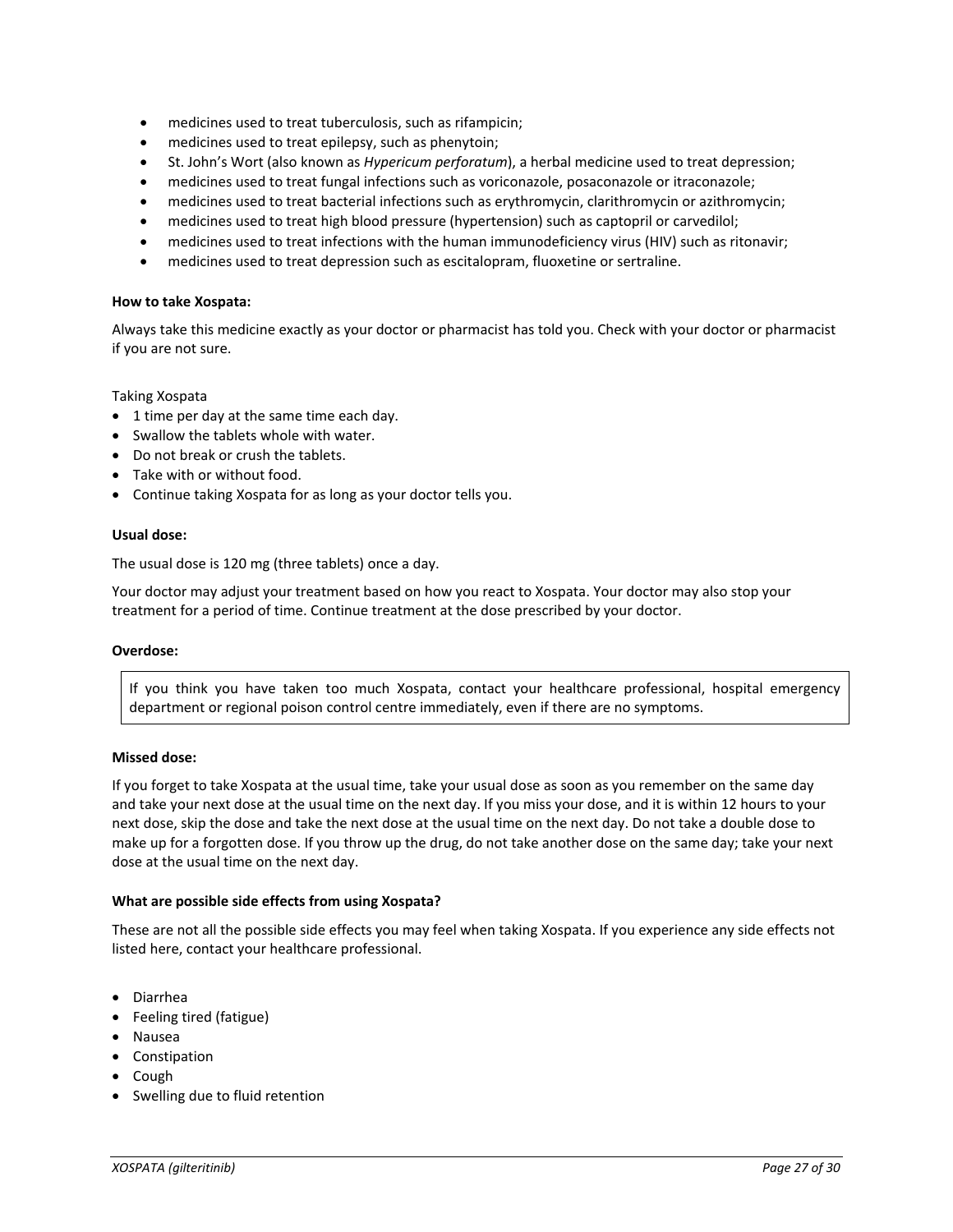- medicines used to treat tuberculosis, such as rifampicin;
- medicines used to treat epilepsy, such as phenytoin;
- St. John's Wort (also known as *Hypericum perforatum*), a herbal medicine used to treat depression;
- medicines used to treat fungal infections such as voriconazole, posaconazole or itraconazole;
- medicines used to treat bacterial infections such as erythromycin, clarithromycin or azithromycin;
- medicines used to treat high blood pressure (hypertension) such as captopril or carvedilol;
- medicines used to treat infections with the human immunodeficiency virus (HIV) such as ritonavir;
- medicines used to treat depression such as escitalopram, fluoxetine or sertraline.

**How to take Xospata:**

Always take this medicine exactly as your doctor or pharmacist has told you. Check with your doctor or pharmacist if you are not sure.

Taking Xospata

- 1 time per day at the same time each day.
- Swallow the tablets whole with water.
- Do not break or crush the tablets.
- Take with or without food.
- Continue taking Xospata for as long as your doctor tells you.

**Usual dose:**

The usual dose is 120 mg (three tablets) once a day.

Your doctor may adjust your treatment based on how you react to Xospata. Your doctor may also stop your treatment for a period of time. Continue treatment at the dose prescribed by your doctor.

**Overdose:**

> If you think you have taken too much Xospata, contact your healthcare professional, hospital emergency department or regional poison control centre immediately, even if there are no symptoms.

**Missed dose:**

If you forget to take Xospata at the usual time, take your usual dose as soon as you remember on the same day and take your next dose at the usual time on the next day. If you miss your dose, and it is within 12 hours to your next dose, skip the dose and take the next dose at the usual time on the next day. Do not take a double dose to make up for a forgotten dose. If you throw up the drug, do not take another dose on the same day; take your next dose at the usual time on the next day.

**What are possible side effects from using Xospata?**

These are not all the possible side effects you may feel when taking Xospata. If you experience any side effects not listed here, contact your healthcare professional.

- Diarrhea
- Feeling tired (fatigue)
- Nausea
- Constipation
- Cough
- Swelling due to fluid retention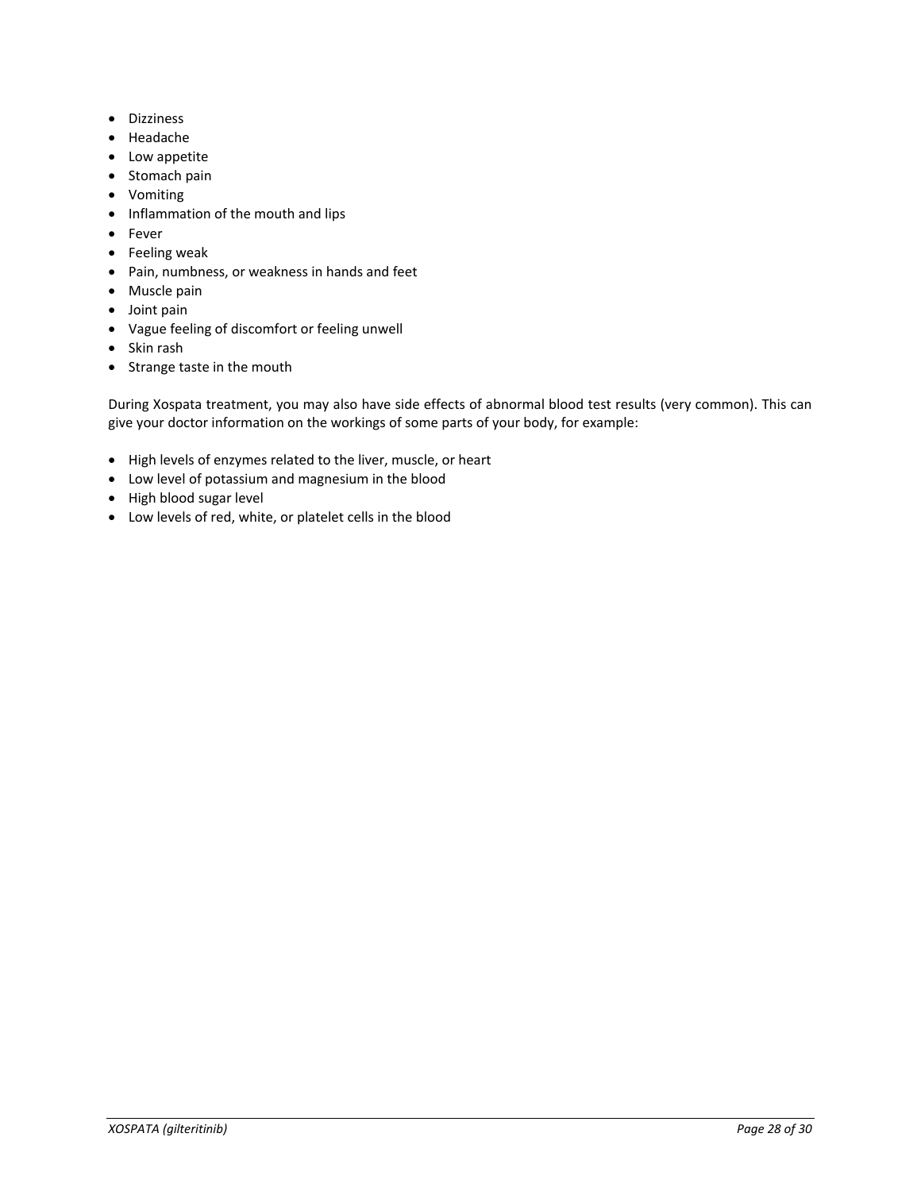- Dizziness
- Headache
- Low appetite
- Stomach pain
- Vomiting
- Inflammation of the mouth and lips
- Fever
- Feeling weak
- Pain, numbness, or weakness in hands and feet
- Muscle pain
- Joint pain
- Vague feeling of discomfort or feeling unwell
- Skin rash
- Strange taste in the mouth

During Xospata treatment, you may also have side effects of abnormal blood test results (very common). This can give your doctor information on the workings of some parts of your body, for example:

- High levels of enzymes related to the liver, muscle, or heart
- Low level of potassium and magnesium in the blood
- High blood sugar level
- Low levels of red, white, or platelet cells in the blood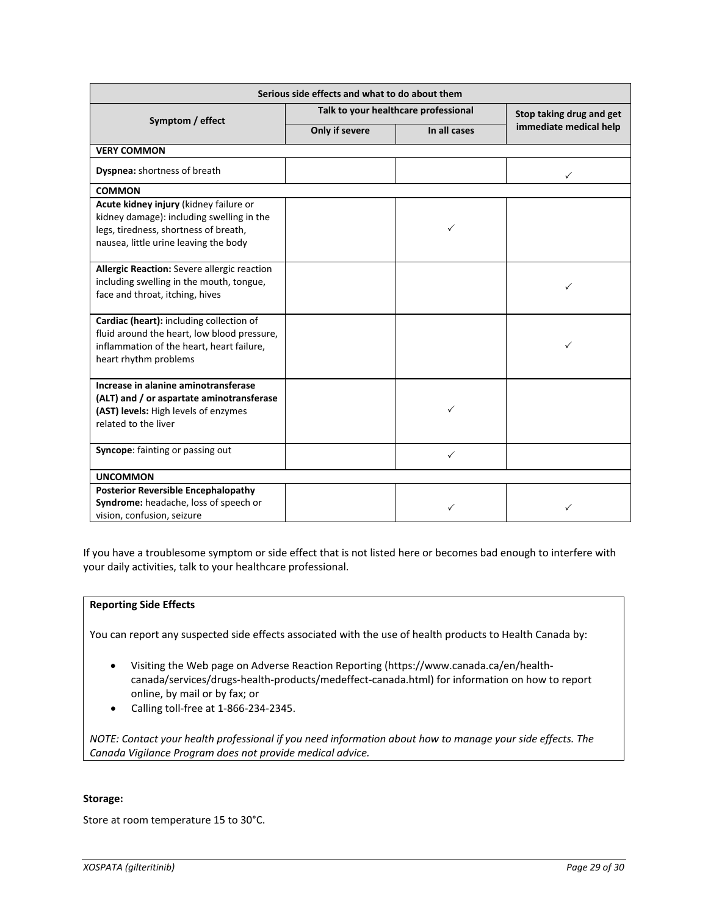| Serious side effects and what to do about them | | | |
|---|---|---|---|
| **Symptom / effect** | **Talk to your healthcare professional** | | **Stop taking drug and get immediate medical help** |
| | **Only if severe** | **In all cases** | |
| **VERY COMMON** | | | |
| **Dyspnea:** shortness of breath | | | ✓ |
| **COMMON** | | | |
| **Acute kidney injury** (kidney failure or kidney damage): including swelling in the legs, tiredness, shortness of breath, nausea, little urine leaving the body | | ✓ | |
| **Allergic Reaction:** Severe allergic reaction including swelling in the mouth, tongue, face and throat, itching, hives | | | ✓ |
| **Cardiac (heart):** including collection of fluid around the heart, low blood pressure, inflammation of the heart, heart failure, heart rhythm problems | | | ✓ |
| **Increase in alanine aminotransferase (ALT) and / or aspartate aminotransferase (AST) levels:** High levels of enzymes related to the liver | | ✓ | |
| **Syncope**: fainting or passing out | | ✓ | |
| **UNCOMMON** | | | |
| **Posterior Reversible Encephalopathy Syndrome:** headache, loss of speech or vision, confusion, seizure | | ✓ | ✓ |

If you have a troublesome symptom or side effect that is not listed here or becomes bad enough to interfere with your daily activities, talk to your healthcare professional.

**Reporting Side Effects**

You can report any suspected side effects associated with the use of health products to Health Canada by:

- Visiting the Web page on Adverse Reaction Reporting (https://www.canada.ca/en/health-canada/services/drugs-health-products/medeffect-canada.html) for information on how to report online, by mail or by fax; or
- Calling toll-free at 1-866-234-2345.

*NOTE: Contact your health professional if you need information about how to manage your side effects. The Canada Vigilance Program does not provide medical advice.*

**Storage:**

Store at room temperature 15 to 30°C.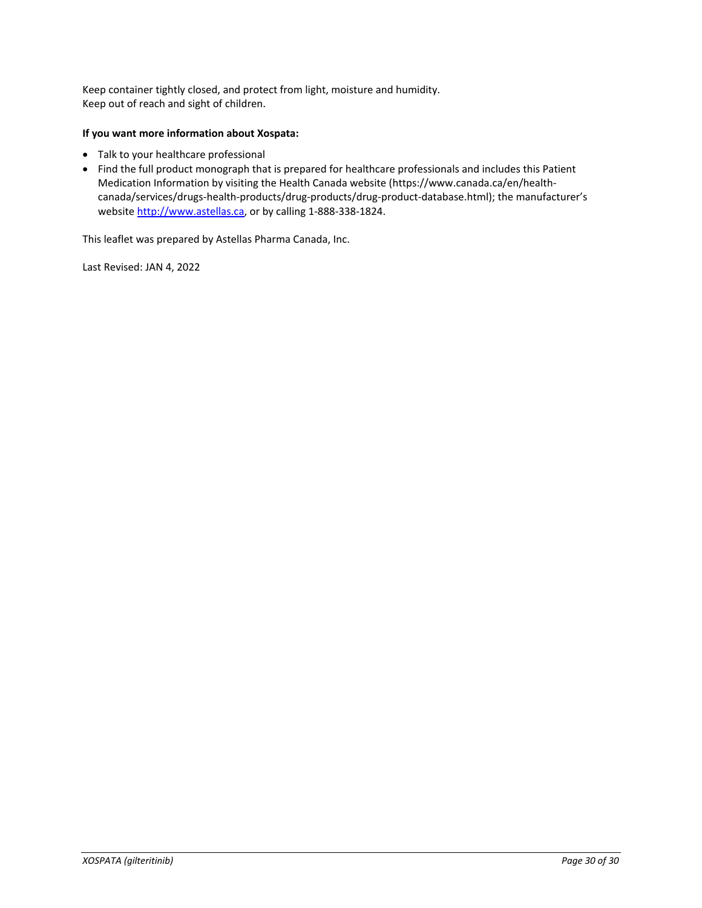Keep container tightly closed, and protect from light, moisture and humidity.
Keep out of reach and sight of children.

**If you want more information about Xospata:**

- Talk to your healthcare professional
- Find the full product monograph that is prepared for healthcare professionals and includes this Patient Medication Information by visiting the Health Canada website (https://www.canada.ca/en/health-canada/services/drugs-health-products/drug-products/drug-product-database.html); the manufacturer's website http://www.astellas.ca, or by calling 1-888-338-1824.

This leaflet was prepared by Astellas Pharma Canada, Inc.

Last Revised: JAN 4, 2022